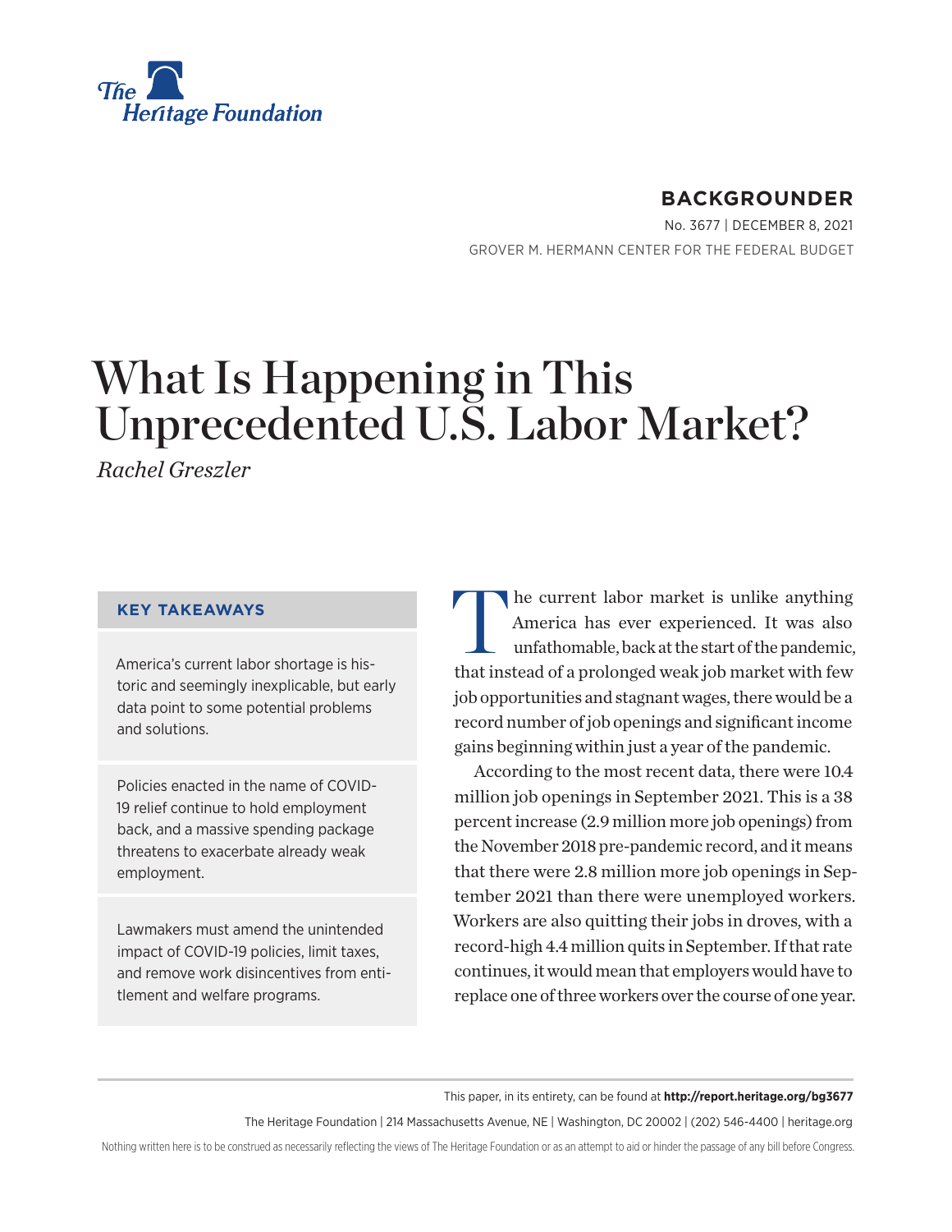The Heritage Foundation

**BACKGROUNDER**

No. 3677 | December 8, 2021

GROVER M. HERMANN CENTER FOR THE FEDERAL BUDGET

# What Is Happening in This Unprecedented U.S. Labor Market?

*Rachel Greszler*

**KEY TAKEAWAYS**

America's current labor shortage is historic and seemingly inexplicable, but early data point to some potential problems and solutions.

Policies enacted in the name of COVID-19 relief continue to hold employment back, and a massive spending package threatens to exacerbate already weak employment.

Lawmakers must amend the unintended impact of COVID-19 policies, limit taxes, and remove work disincentives from entitlement and welfare programs.

The current labor market is unlike anything America has ever experienced. It was also unfathomable, back at the start of the pandemic, that instead of a prolonged weak job market with few job opportunities and stagnant wages, there would be a record number of job openings and significant income gains beginning within just a year of the pandemic.

According to the most recent data, there were 10.4 million job openings in September 2021. This is a 38 percent increase (2.9 million more job openings) from the November 2018 pre-pandemic record, and it means that there were 2.8 million more job openings in September 2021 than there were unemployed workers. Workers are also quitting their jobs in droves, with a record-high 4.4 million quits in September. If that rate continues, it would mean that employers would have to replace one of three workers over the course of one year.

This paper, in its entirety, can be found at **http://report.heritage.org/bg3677**

The Heritage Foundation | 214 Massachusetts Avenue, NE | Washington, DC 20002 | (202) 546-4400 | heritage.org

Nothing written here is to be construed as necessarily reflecting the views of The Heritage Foundation or as an attempt to aid or hinder the passage of any bill before Congress.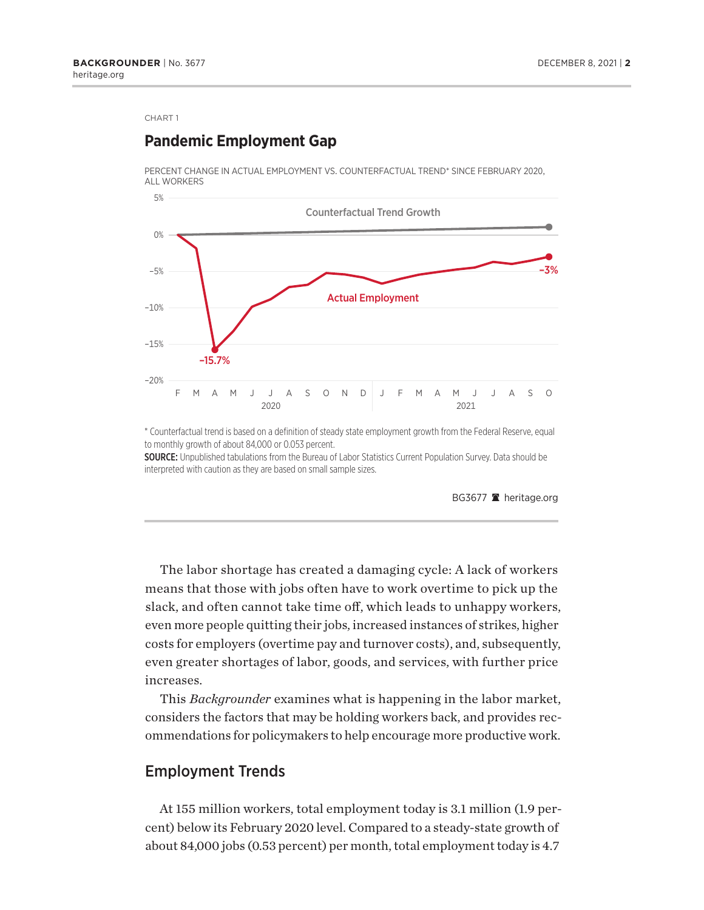CHART 1

**Pandemic Employment Gap**

PERCENT CHANGE IN ACTUAL EMPLOYMENT VS. COUNTERFACTUAL TREND* SINCE FEBRUARY 2020, ALL WORKERS

\* Counterfactual trend is based on a definition of steady state employment growth from the Federal Reserve, equal to monthly growth of about 84,000 or 0.053 percent.

**SOURCE:** Unpublished tabulations from the Bureau of Labor Statistics Current Population Survey. Data should be interpreted with caution as they are based on small sample sizes.

BG3677 heritage.org

The labor shortage has created a damaging cycle: A lack of workers means that those with jobs often have to work overtime to pick up the slack, and often cannot take time off, which leads to unhappy workers, even more people quitting their jobs, increased instances of strikes, higher costs for employers (overtime pay and turnover costs), and, subsequently, even greater shortages of labor, goods, and services, with further price increases.

This *Backgrounder* examines what is happening in the labor market, considers the factors that may be holding workers back, and provides recommendations for policymakers to help encourage more productive work.

## Employment Trends

At 155 million workers, total employment today is 3.1 million (1.9 percent) below its February 2020 level. Compared to a steady-state growth of about 84,000 jobs (0.53 percent) per month, total employment today is 4.7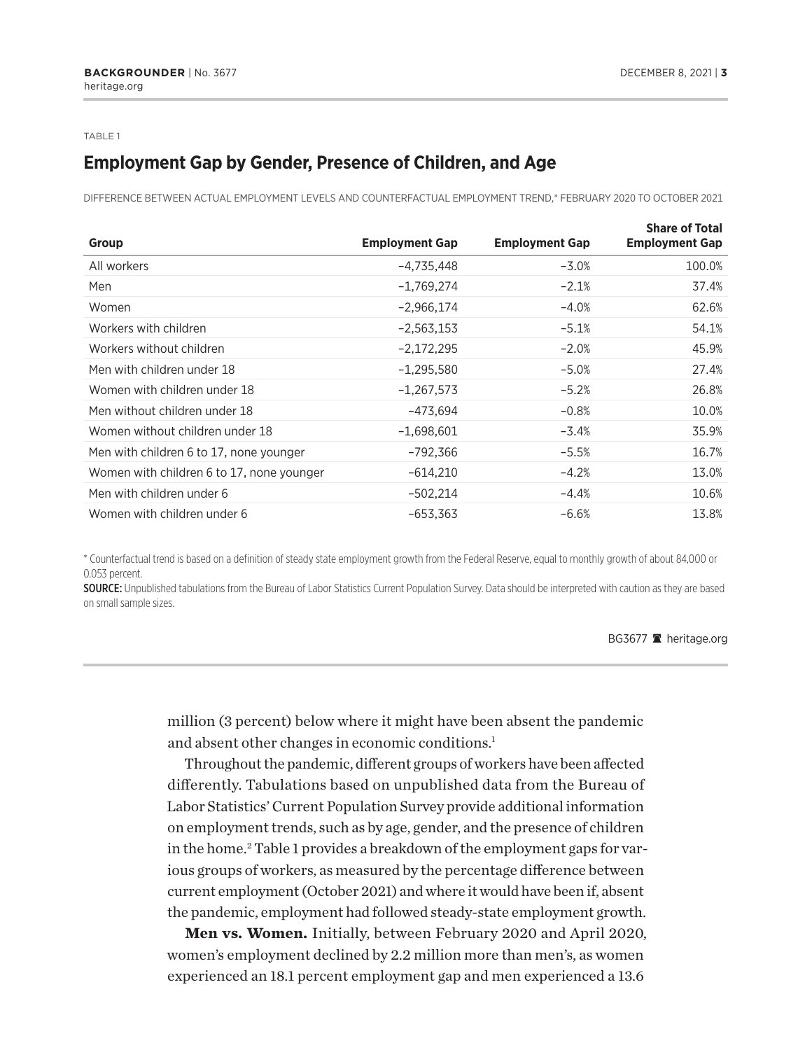TABLE 1

## Employment Gap by Gender, Presence of Children, and Age

DIFFERENCE BETWEEN ACTUAL EMPLOYMENT LEVELS AND COUNTERFACTUAL EMPLOYMENT TREND,* FEBRUARY 2020 TO OCTOBER 2021

| Group | Employment Gap | Employment Gap | Share of Total Employment Gap |
|---|---|---|---|
| All workers | –4,735,448 | –3.0% | 100.0% |
| Men | –1,769,274 | –2.1% | 37.4% |
| Women | –2,966,174 | –4.0% | 62.6% |
| Workers with children | –2,563,153 | –5.1% | 54.1% |
| Workers without children | –2,172,295 | –2.0% | 45.9% |
| Men with children under 18 | –1,295,580 | –5.0% | 27.4% |
| Women with children under 18 | –1,267,573 | –5.2% | 26.8% |
| Men without children under 18 | –473,694 | –0.8% | 10.0% |
| Women without children under 18 | –1,698,601 | –3.4% | 35.9% |
| Men with children 6 to 17, none younger | –792,366 | –5.5% | 16.7% |
| Women with children 6 to 17, none younger | –614,210 | –4.2% | 13.0% |
| Men with children under 6 | –502,214 | –4.4% | 10.6% |
| Women with children under 6 | –653,363 | –6.6% | 13.8% |

* Counterfactual trend is based on a definition of steady state employment growth from the Federal Reserve, equal to monthly growth of about 84,000 or 0.053 percent.

**SOURCE:** Unpublished tabulations from the Bureau of Labor Statistics Current Population Survey. Data should be interpreted with caution as they are based on small sample sizes.

BG3677 heritage.org

million (3 percent) below where it might have been absent the pandemic and absent other changes in economic conditions.[1]

Throughout the pandemic, different groups of workers have been affected differently. Tabulations based on unpublished data from the Bureau of Labor Statistics' Current Population Survey provide additional information on employment trends, such as by age, gender, and the presence of children in the home.[2] Table 1 provides a breakdown of the employment gaps for various groups of workers, as measured by the percentage difference between current employment (October 2021) and where it would have been if, absent the pandemic, employment had followed steady-state employment growth.

**Men vs. Women.** Initially, between February 2020 and April 2020, women's employment declined by 2.2 million more than men's, as women experienced an 18.1 percent employment gap and men experienced a 13.6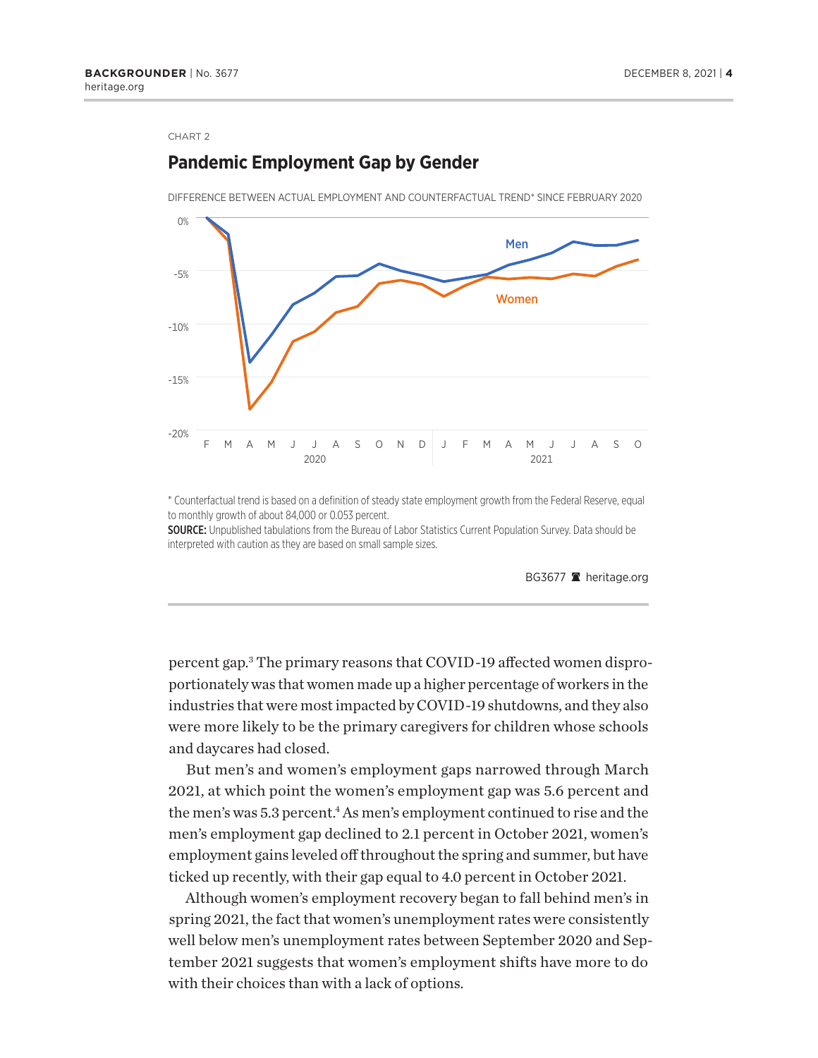CHART 2

## Pandemic Employment Gap by Gender

DIFFERENCE BETWEEN ACTUAL EMPLOYMENT AND COUNTERFACTUAL TREND* SINCE FEBRUARY 2020

\* Counterfactual trend is based on a definition of steady state employment growth from the Federal Reserve, equal to monthly growth of about 84,000 or 0.053 percent.

**SOURCE:** Unpublished tabulations from the Bureau of Labor Statistics Current Population Survey. Data should be interpreted with caution as they are based on small sample sizes.

BG3677 heritage.org

percent gap.[3] The primary reasons that COVID-19 affected women disproportionately was that women made up a higher percentage of workers in the industries that were most impacted by COVID-19 shutdowns, and they also were more likely to be the primary caregivers for children whose schools and daycares had closed.

But men's and women's employment gaps narrowed through March 2021, at which point the women's employment gap was 5.6 percent and the men's was 5.3 percent.[4] As men's employment continued to rise and the men's employment gap declined to 2.1 percent in October 2021, women's employment gains leveled off throughout the spring and summer, but have ticked up recently, with their gap equal to 4.0 percent in October 2021.

Although women's employment recovery began to fall behind men's in spring 2021, the fact that women's unemployment rates were consistently well below men's unemployment rates between September 2020 and September 2021 suggests that women's employment shifts have more to do with their choices than with a lack of options.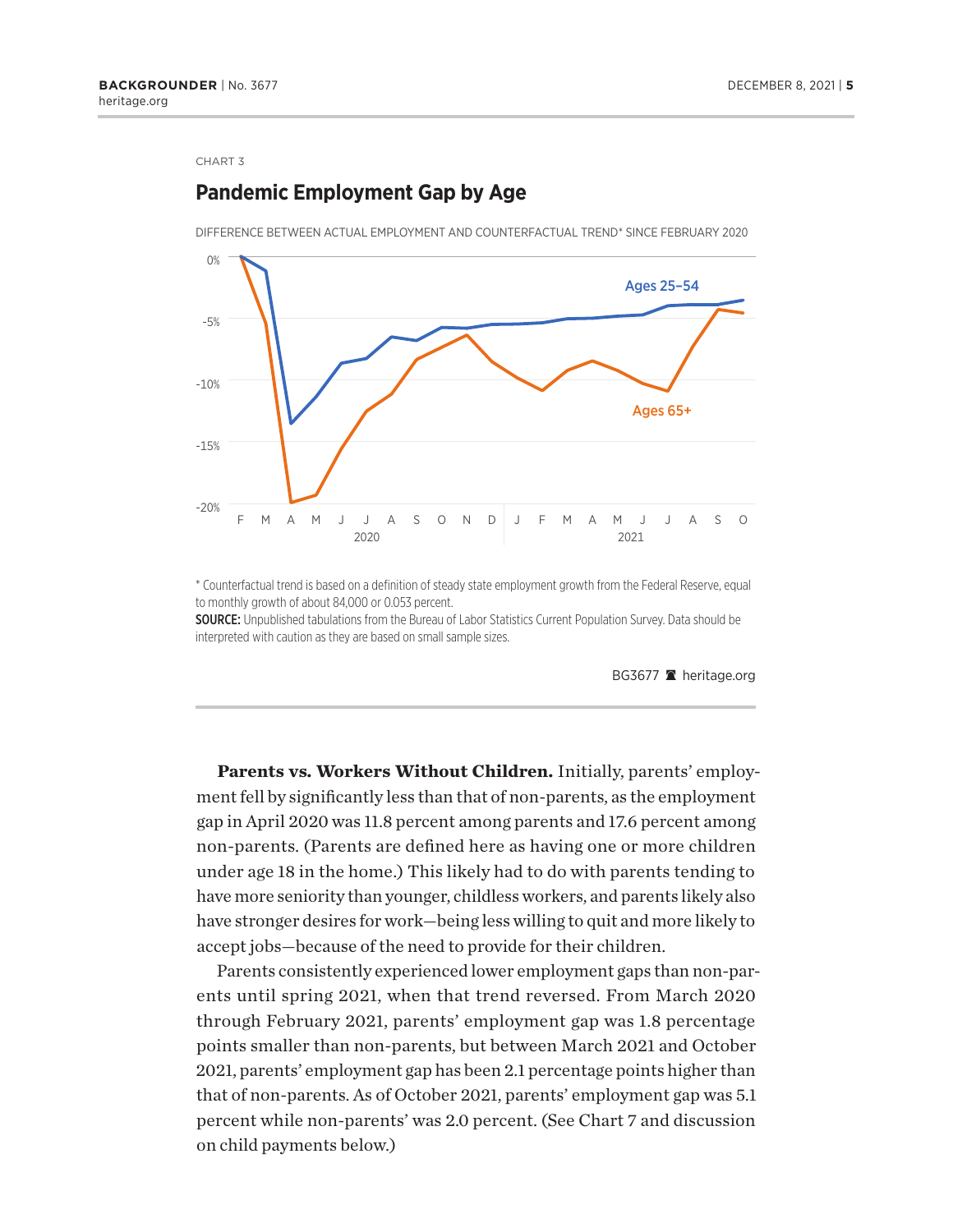CHART 3

## Pandemic Employment Gap by Age

DIFFERENCE BETWEEN ACTUAL EMPLOYMENT AND COUNTERFACTUAL TREND* SINCE FEBRUARY 2020

\* Counterfactual trend is based on a definition of steady state employment growth from the Federal Reserve, equal to monthly growth of about 84,000 or 0.053 percent.

**SOURCE:** Unpublished tabulations from the Bureau of Labor Statistics Current Population Survey. Data should be interpreted with caution as they are based on small sample sizes.

BG3677 heritage.org

**Parents vs. Workers Without Children.** Initially, parents' employment fell by significantly less than that of non-parents, as the employment gap in April 2020 was 11.8 percent among parents and 17.6 percent among non-parents. (Parents are defined here as having one or more children under age 18 in the home.) This likely had to do with parents tending to have more seniority than younger, childless workers, and parents likely also have stronger desires for work—being less willing to quit and more likely to accept jobs—because of the need to provide for their children.

Parents consistently experienced lower employment gaps than non-parents until spring 2021, when that trend reversed. From March 2020 through February 2021, parents' employment gap was 1.8 percentage points smaller than non-parents, but between March 2021 and October 2021, parents' employment gap has been 2.1 percentage points higher than that of non-parents. As of October 2021, parents' employment gap was 5.1 percent while non-parents' was 2.0 percent. (See Chart 7 and discussion on child payments below.)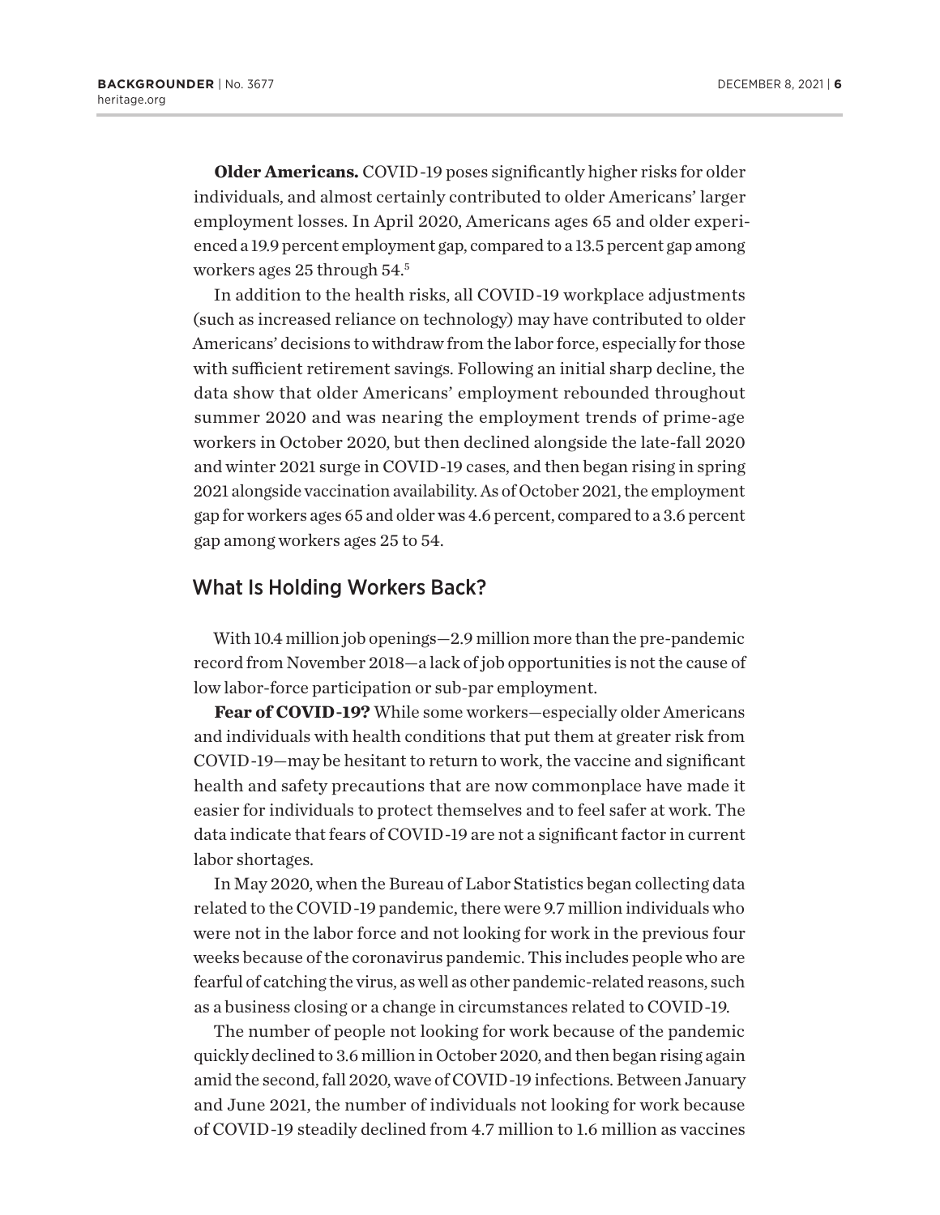**Older Americans.** COVID-19 poses significantly higher risks for older individuals, and almost certainly contributed to older Americans' larger employment losses. In April 2020, Americans ages 65 and older experienced a 19.9 percent employment gap, compared to a 13.5 percent gap among workers ages 25 through 54.[5]

In addition to the health risks, all COVID-19 workplace adjustments (such as increased reliance on technology) may have contributed to older Americans' decisions to withdraw from the labor force, especially for those with sufficient retirement savings. Following an initial sharp decline, the data show that older Americans' employment rebounded throughout summer 2020 and was nearing the employment trends of prime-age workers in October 2020, but then declined alongside the late-fall 2020 and winter 2021 surge in COVID-19 cases, and then began rising in spring 2021 alongside vaccination availability. As of October 2021, the employment gap for workers ages 65 and older was 4.6 percent, compared to a 3.6 percent gap among workers ages 25 to 54.

## What Is Holding Workers Back?

With 10.4 million job openings—2.9 million more than the pre-pandemic record from November 2018—a lack of job opportunities is not the cause of low labor-force participation or sub-par employment.

**Fear of COVID-19?** While some workers—especially older Americans and individuals with health conditions that put them at greater risk from COVID-19—may be hesitant to return to work, the vaccine and significant health and safety precautions that are now commonplace have made it easier for individuals to protect themselves and to feel safer at work. The data indicate that fears of COVID-19 are not a significant factor in current labor shortages.

In May 2020, when the Bureau of Labor Statistics began collecting data related to the COVID-19 pandemic, there were 9.7 million individuals who were not in the labor force and not looking for work in the previous four weeks because of the coronavirus pandemic. This includes people who are fearful of catching the virus, as well as other pandemic-related reasons, such as a business closing or a change in circumstances related to COVID-19.

The number of people not looking for work because of the pandemic quickly declined to 3.6 million in October 2020, and then began rising again amid the second, fall 2020, wave of COVID-19 infections. Between January and June 2021, the number of individuals not looking for work because of COVID-19 steadily declined from 4.7 million to 1.6 million as vaccines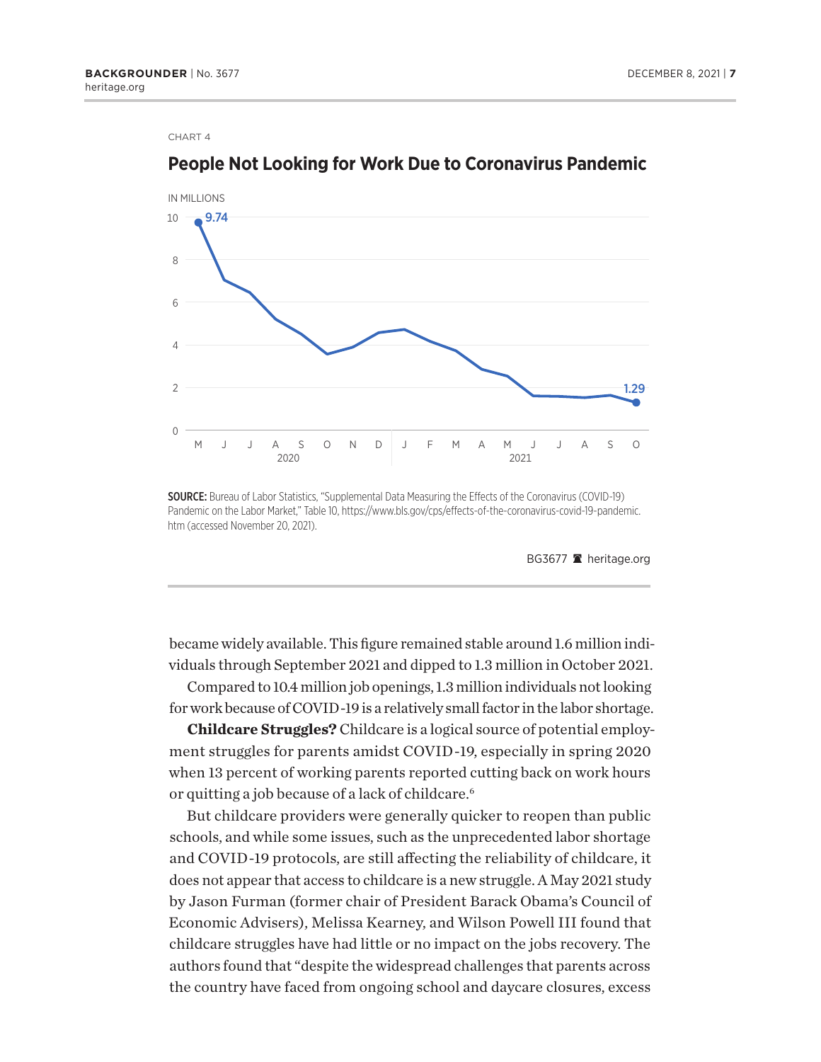CHART 4

**People Not Looking for Work Due to Coronavirus Pandemic**

IN MILLIONS

SOURCE: Bureau of Labor Statistics, "Supplemental Data Measuring the Effects of the Coronavirus (COVID-19) Pandemic on the Labor Market," Table 10, https://www.bls.gov/cps/effects-of-the-coronavirus-covid-19-pandemic.htm (accessed November 20, 2021).

BG3677 heritage.org

became widely available. This figure remained stable around 1.6 million individuals through September 2021 and dipped to 1.3 million in October 2021.

Compared to 10.4 million job openings, 1.3 million individuals not looking for work because of COVID-19 is a relatively small factor in the labor shortage.

**Childcare Struggles?** Childcare is a logical source of potential employment struggles for parents amidst COVID-19, especially in spring 2020 when 13 percent of working parents reported cutting back on work hours or quitting a job because of a lack of childcare.[6]

But childcare providers were generally quicker to reopen than public schools, and while some issues, such as the unprecedented labor shortage and COVID-19 protocols, are still affecting the reliability of childcare, it does not appear that access to childcare is a new struggle. A May 2021 study by Jason Furman (former chair of President Barack Obama's Council of Economic Advisers), Melissa Kearney, and Wilson Powell III found that childcare struggles have had little or no impact on the jobs recovery. The authors found that "despite the widespread challenges that parents across the country have faced from ongoing school and daycare closures, excess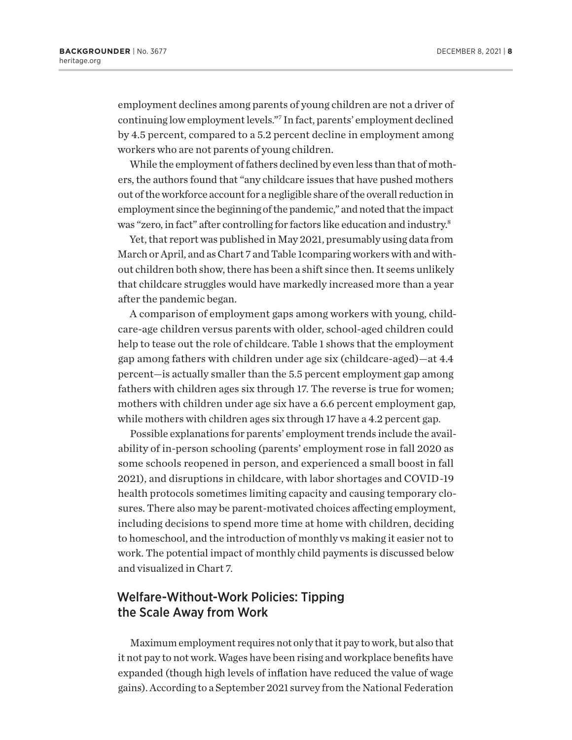employment declines among parents of young children are not a driver of continuing low employment levels."[7] In fact, parents' employment declined by 4.5 percent, compared to a 5.2 percent decline in employment among workers who are not parents of young children.

While the employment of fathers declined by even less than that of mothers, the authors found that "any childcare issues that have pushed mothers out of the workforce account for a negligible share of the overall reduction in employment since the beginning of the pandemic," and noted that the impact was "zero, in fact" after controlling for factors like education and industry.[8]

Yet, that report was published in May 2021, presumably using data from March or April, and as Chart 7 and Table 1comparing workers with and without children both show, there has been a shift since then. It seems unlikely that childcare struggles would have markedly increased more than a year after the pandemic began.

A comparison of employment gaps among workers with young, childcare-age children versus parents with older, school-aged children could help to tease out the role of childcare. Table 1 shows that the employment gap among fathers with children under age six (childcare-aged)—at 4.4 percent—is actually smaller than the 5.5 percent employment gap among fathers with children ages six through 17. The reverse is true for women; mothers with children under age six have a 6.6 percent employment gap, while mothers with children ages six through 17 have a 4.2 percent gap.

Possible explanations for parents' employment trends include the availability of in-person schooling (parents' employment rose in fall 2020 as some schools reopened in person, and experienced a small boost in fall 2021), and disruptions in childcare, with labor shortages and COVID-19 health protocols sometimes limiting capacity and causing temporary closures. There also may be parent-motivated choices affecting employment, including decisions to spend more time at home with children, deciding to homeschool, and the introduction of monthly vs making it easier not to work. The potential impact of monthly child payments is discussed below and visualized in Chart 7.

## Welfare-Without-Work Policies: Tipping the Scale Away from Work

Maximum employment requires not only that it pay to work, but also that it not pay to not work. Wages have been rising and workplace benefits have expanded (though high levels of inflation have reduced the value of wage gains). According to a September 2021 survey from the National Federation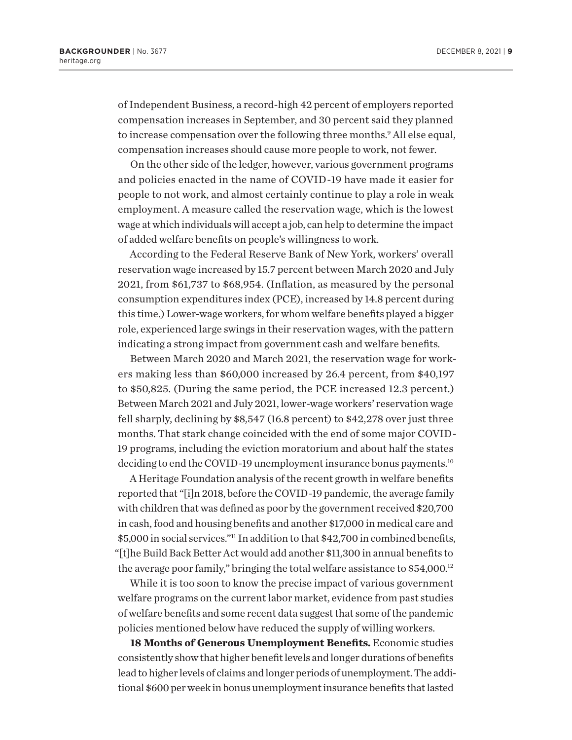of Independent Business, a record-high 42 percent of employers reported compensation increases in September, and 30 percent said they planned to increase compensation over the following three months.[9] All else equal, compensation increases should cause more people to work, not fewer.

On the other side of the ledger, however, various government programs and policies enacted in the name of COVID-19 have made it easier for people to not work, and almost certainly continue to play a role in weak employment. A measure called the reservation wage, which is the lowest wage at which individuals will accept a job, can help to determine the impact of added welfare benefits on people's willingness to work.

According to the Federal Reserve Bank of New York, workers' overall reservation wage increased by 15.7 percent between March 2020 and July 2021, from $61,737 to $68,954. (Inflation, as measured by the personal consumption expenditures index (PCE), increased by 14.8 percent during this time.) Lower-wage workers, for whom welfare benefits played a bigger role, experienced large swings in their reservation wages, with the pattern indicating a strong impact from government cash and welfare benefits.

Between March 2020 and March 2021, the reservation wage for workers making less than $60,000 increased by 26.4 percent, from $40,197 to $50,825. (During the same period, the PCE increased 12.3 percent.) Between March 2021 and July 2021, lower-wage workers' reservation wage fell sharply, declining by $8,547 (16.8 percent) to $42,278 over just three months. That stark change coincided with the end of some major COVID-19 programs, including the eviction moratorium and about half the states deciding to end the COVID-19 unemployment insurance bonus payments.[10]

A Heritage Foundation analysis of the recent growth in welfare benefits reported that "[i]n 2018, before the COVID-19 pandemic, the average family with children that was defined as poor by the government received $20,700 in cash, food and housing benefits and another $17,000 in medical care and $5,000 in social services."[11] In addition to that $42,700 in combined benefits, "[t]he Build Back Better Act would add another $11,300 in annual benefits to the average poor family," bringing the total welfare assistance to $54,000.[12]

While it is too soon to know the precise impact of various government welfare programs on the current labor market, evidence from past studies of welfare benefits and some recent data suggest that some of the pandemic policies mentioned below have reduced the supply of willing workers.

**18 Months of Generous Unemployment Benefits.** Economic studies consistently show that higher benefit levels and longer durations of benefits lead to higher levels of claims and longer periods of unemployment. The additional $600 per week in bonus unemployment insurance benefits that lasted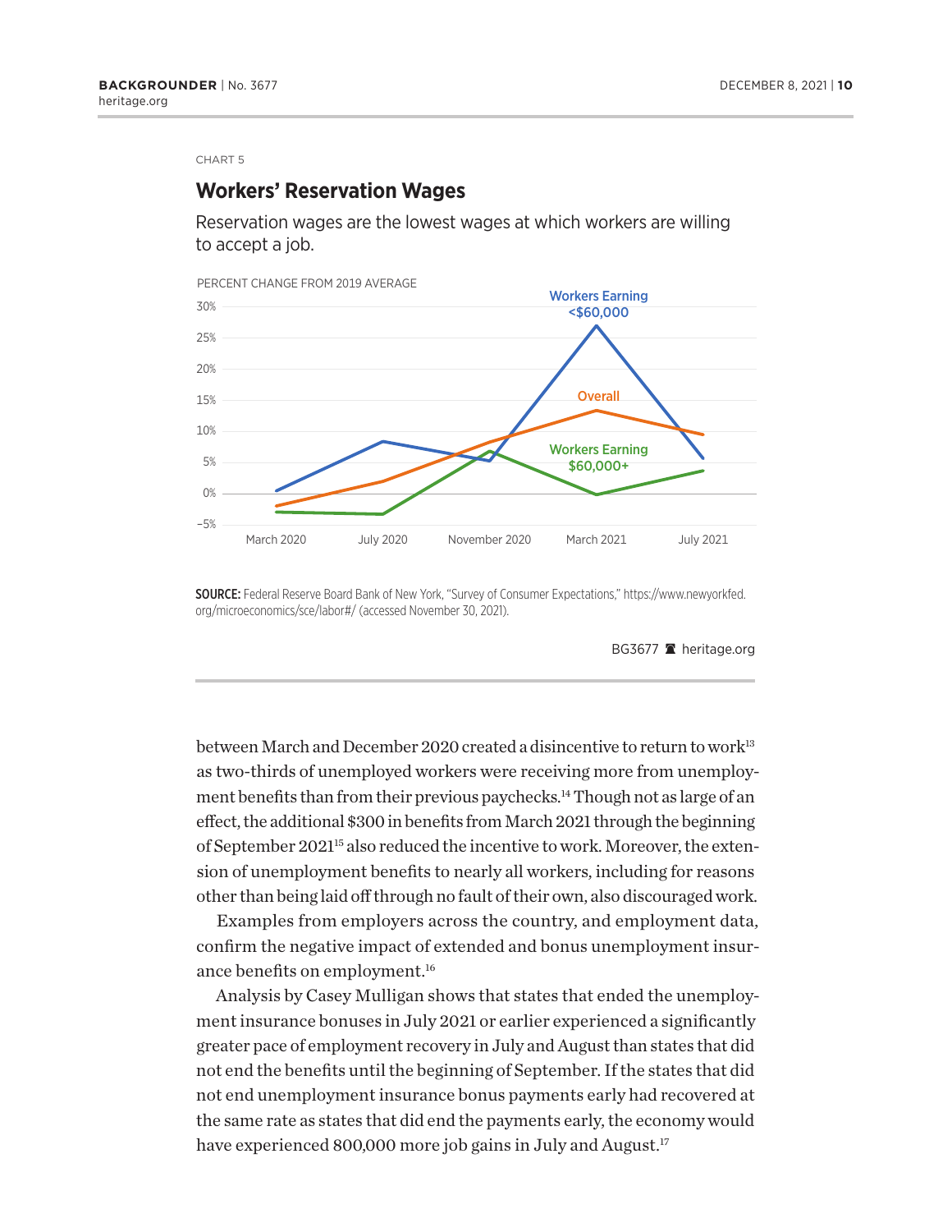CHART 5

## Workers' Reservation Wages

Reservation wages are the lowest wages at which workers are willing to accept a job.

PERCENT CHANGE FROM 2019 AVERAGE

**SOURCE:** Federal Reserve Board Bank of New York, "Survey of Consumer Expectations," https://www.newyorkfed.org/microeconomics/sce/labor#/ (accessed November 30, 2021).

BG3677 heritage.org

between March and December 2020 created a disincentive to return to work[13] as two-thirds of unemployed workers were receiving more from unemployment benefits than from their previous paychecks.[14] Though not as large of an effect, the additional $300 in benefits from March 2021 through the beginning of September 2021[15] also reduced the incentive to work. Moreover, the extension of unemployment benefits to nearly all workers, including for reasons other than being laid off through no fault of their own, also discouraged work.

Examples from employers across the country, and employment data, confirm the negative impact of extended and bonus unemployment insurance benefits on employment.[16]

Analysis by Casey Mulligan shows that states that ended the unemployment insurance bonuses in July 2021 or earlier experienced a significantly greater pace of employment recovery in July and August than states that did not end the benefits until the beginning of September. If the states that did not end unemployment insurance bonus payments early had recovered at the same rate as states that did end the payments early, the economy would have experienced 800,000 more job gains in July and August.[17]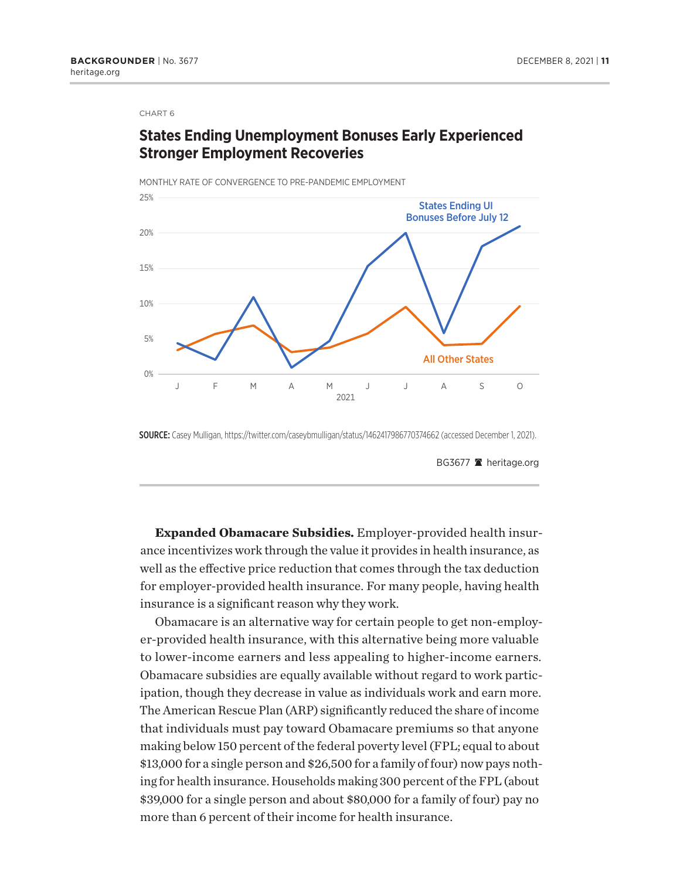CHART 6

## States Ending Unemployment Bonuses Early Experienced Stronger Employment Recoveries

MONTHLY RATE OF CONVERGENCE TO PRE-PANDEMIC EMPLOYMENT

25%
20%
15%
10%
5%
0%

States Ending UI Bonuses Before July 12

All Other States

J F M A M J J A S O
2021

**SOURCE:** Casey Mulligan, https://twitter.com/caseybmulligan/status/1462417986770374662 (accessed December 1, 2021).

BG3677 heritage.org

**Expanded Obamacare Subsidies.** Employer-provided health insurance incentivizes work through the value it provides in health insurance, as well as the effective price reduction that comes through the tax deduction for employer-provided health insurance. For many people, having health insurance is a significant reason why they work.

Obamacare is an alternative way for certain people to get non-employer-provided health insurance, with this alternative being more valuable to lower-income earners and less appealing to higher-income earners. Obamacare subsidies are equally available without regard to work participation, though they decrease in value as individuals work and earn more. The American Rescue Plan (ARP) significantly reduced the share of income that individuals must pay toward Obamacare premiums so that anyone making below 150 percent of the federal poverty level (FPL; equal to about $13,000 for a single person and $26,500 for a family of four) now pays nothing for health insurance. Households making 300 percent of the FPL (about $39,000 for a single person and about $80,000 for a family of four) pay no more than 6 percent of their income for health insurance.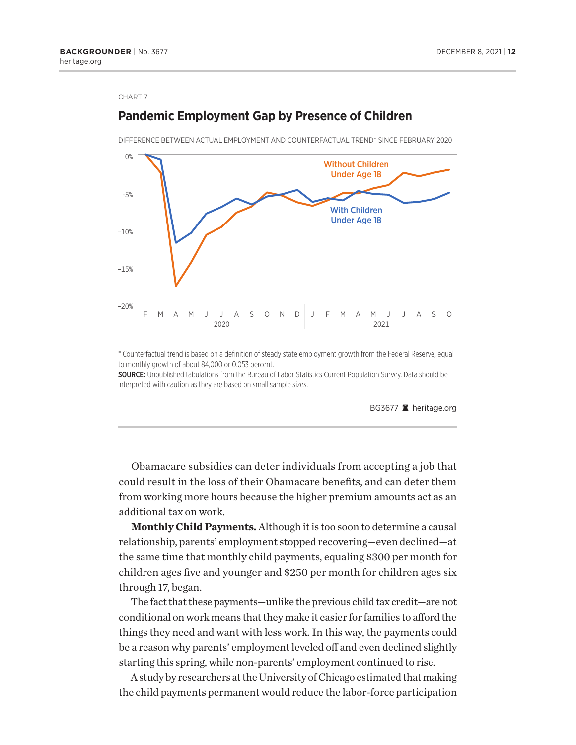CHART 7

## Pandemic Employment Gap by Presence of Children

DIFFERENCE BETWEEN ACTUAL EMPLOYMENT AND COUNTERFACTUAL TREND* SINCE FEBRUARY 2020

\* Counterfactual trend is based on a definition of steady state employment growth from the Federal Reserve, equal to monthly growth of about 84,000 or 0.053 percent.

**SOURCE:** Unpublished tabulations from the Bureau of Labor Statistics Current Population Survey. Data should be interpreted with caution as they are based on small sample sizes.

BG3677 heritage.org

Obamacare subsidies can deter individuals from accepting a job that could result in the loss of their Obamacare benefits, and can deter them from working more hours because the higher premium amounts act as an additional tax on work.

**Monthly Child Payments.** Although it is too soon to determine a causal relationship, parents' employment stopped recovering—even declined—at the same time that monthly child payments, equaling $300 per month for children ages five and younger and $250 per month for children ages six through 17, began.

The fact that these payments—unlike the previous child tax credit—are not conditional on work means that they make it easier for families to afford the things they need and want with less work. In this way, the payments could be a reason why parents' employment leveled off and even declined slightly starting this spring, while non-parents' employment continued to rise.

A study by researchers at the University of Chicago estimated that making the child payments permanent would reduce the labor-force participation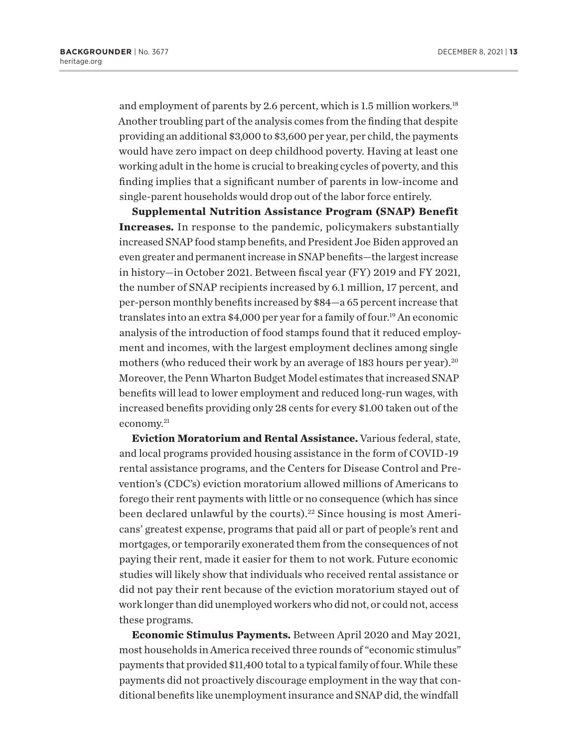and employment of parents by 2.6 percent, which is 1.5 million workers.[18] Another troubling part of the analysis comes from the finding that despite providing an additional $3,000 to $3,600 per year, per child, the payments would have zero impact on deep childhood poverty. Having at least one working adult in the home is crucial to breaking cycles of poverty, and this finding implies that a significant number of parents in low-income and single-parent households would drop out of the labor force entirely.

**Supplemental Nutrition Assistance Program (SNAP) Benefit Increases.** In response to the pandemic, policymakers substantially increased SNAP food stamp benefits, and President Joe Biden approved an even greater and permanent increase in SNAP benefits—the largest increase in history—in October 2021. Between fiscal year (FY) 2019 and FY 2021, the number of SNAP recipients increased by 6.1 million, 17 percent, and per-person monthly benefits increased by $84—a 65 percent increase that translates into an extra $4,000 per year for a family of four.[19] An economic analysis of the introduction of food stamps found that it reduced employment and incomes, with the largest employment declines among single mothers (who reduced their work by an average of 183 hours per year).[20] Moreover, the Penn Wharton Budget Model estimates that increased SNAP benefits will lead to lower employment and reduced long-run wages, with increased benefits providing only 28 cents for every $1.00 taken out of the economy.[21]

**Eviction Moratorium and Rental Assistance.** Various federal, state, and local programs provided housing assistance in the form of COVID-19 rental assistance programs, and the Centers for Disease Control and Prevention's (CDC's) eviction moratorium allowed millions of Americans to forego their rent payments with little or no consequence (which has since been declared unlawful by the courts).[22] Since housing is most Americans' greatest expense, programs that paid all or part of people's rent and mortgages, or temporarily exonerated them from the consequences of not paying their rent, made it easier for them to not work. Future economic studies will likely show that individuals who received rental assistance or did not pay their rent because of the eviction moratorium stayed out of work longer than did unemployed workers who did not, or could not, access these programs.

**Economic Stimulus Payments.** Between April 2020 and May 2021, most households in America received three rounds of "economic stimulus" payments that provided $11,400 total to a typical family of four. While these payments did not proactively discourage employment in the way that conditional benefits like unemployment insurance and SNAP did, the windfall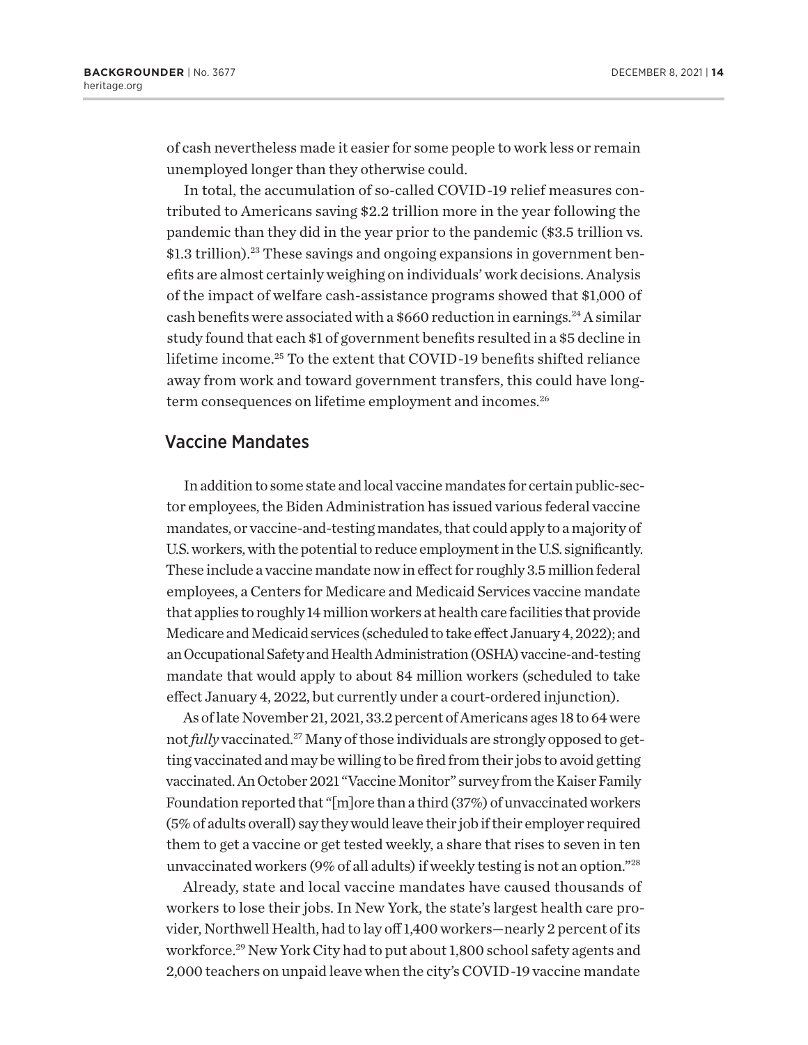of cash nevertheless made it easier for some people to work less or remain unemployed longer than they otherwise could.

In total, the accumulation of so-called COVID-19 relief measures contributed to Americans saving $2.2 trillion more in the year following the pandemic than they did in the year prior to the pandemic ($3.5 trillion vs. $1.3 trillion).[23] These savings and ongoing expansions in government benefits are almost certainly weighing on individuals' work decisions. Analysis of the impact of welfare cash-assistance programs showed that $1,000 of cash benefits were associated with a $660 reduction in earnings.[24] A similar study found that each $1 of government benefits resulted in a $5 decline in lifetime income.[25] To the extent that COVID-19 benefits shifted reliance away from work and toward government transfers, this could have long-term consequences on lifetime employment and incomes.[26]

## Vaccine Mandates

In addition to some state and local vaccine mandates for certain public-sector employees, the Biden Administration has issued various federal vaccine mandates, or vaccine-and-testing mandates, that could apply to a majority of U.S. workers, with the potential to reduce employment in the U.S. significantly. These include a vaccine mandate now in effect for roughly 3.5 million federal employees, a Centers for Medicare and Medicaid Services vaccine mandate that applies to roughly 14 million workers at health care facilities that provide Medicare and Medicaid services (scheduled to take effect January 4, 2022); and an Occupational Safety and Health Administration (OSHA) vaccine-and-testing mandate that would apply to about 84 million workers (scheduled to take effect January 4, 2022, but currently under a court-ordered injunction).

As of late November 21, 2021, 33.2 percent of Americans ages 18 to 64 were not *fully* vaccinated.[27] Many of those individuals are strongly opposed to getting vaccinated and may be willing to be fired from their jobs to avoid getting vaccinated. An October 2021 "Vaccine Monitor" survey from the Kaiser Family Foundation reported that "[m]ore than a third (37%) of unvaccinated workers (5% of adults overall) say they would leave their job if their employer required them to get a vaccine or get tested weekly, a share that rises to seven in ten unvaccinated workers (9% of all adults) if weekly testing is not an option."[28]

Already, state and local vaccine mandates have caused thousands of workers to lose their jobs. In New York, the state's largest health care provider, Northwell Health, had to lay off 1,400 workers—nearly 2 percent of its workforce.[29] New York City had to put about 1,800 school safety agents and 2,000 teachers on unpaid leave when the city's COVID-19 vaccine mandate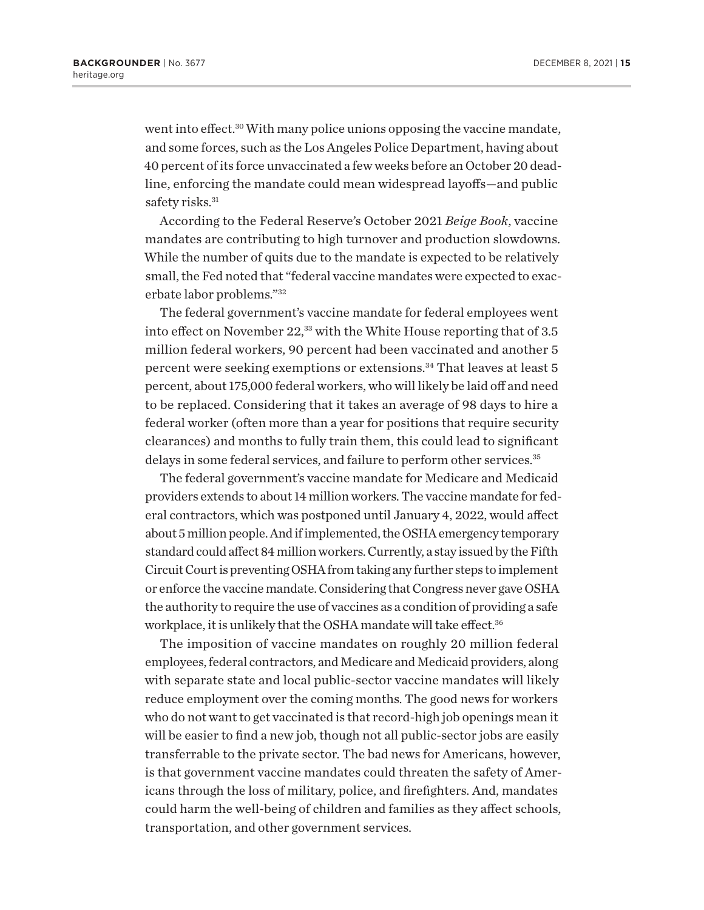went into effect.[30] With many police unions opposing the vaccine mandate, and some forces, such as the Los Angeles Police Department, having about 40 percent of its force unvaccinated a few weeks before an October 20 deadline, enforcing the mandate could mean widespread layoffs—and public safety risks.[31]

According to the Federal Reserve's October 2021 *Beige Book*, vaccine mandates are contributing to high turnover and production slowdowns. While the number of quits due to the mandate is expected to be relatively small, the Fed noted that "federal vaccine mandates were expected to exacerbate labor problems."[32]

The federal government's vaccine mandate for federal employees went into effect on November 22,[33] with the White House reporting that of 3.5 million federal workers, 90 percent had been vaccinated and another 5 percent were seeking exemptions or extensions.[34] That leaves at least 5 percent, about 175,000 federal workers, who will likely be laid off and need to be replaced. Considering that it takes an average of 98 days to hire a federal worker (often more than a year for positions that require security clearances) and months to fully train them, this could lead to significant delays in some federal services, and failure to perform other services.[35]

The federal government's vaccine mandate for Medicare and Medicaid providers extends to about 14 million workers. The vaccine mandate for federal contractors, which was postponed until January 4, 2022, would affect about 5 million people. And if implemented, the OSHA emergency temporary standard could affect 84 million workers. Currently, a stay issued by the Fifth Circuit Court is preventing OSHA from taking any further steps to implement or enforce the vaccine mandate. Considering that Congress never gave OSHA the authority to require the use of vaccines as a condition of providing a safe workplace, it is unlikely that the OSHA mandate will take effect.[36]

The imposition of vaccine mandates on roughly 20 million federal employees, federal contractors, and Medicare and Medicaid providers, along with separate state and local public-sector vaccine mandates will likely reduce employment over the coming months. The good news for workers who do not want to get vaccinated is that record-high job openings mean it will be easier to find a new job, though not all public-sector jobs are easily transferrable to the private sector. The bad news for Americans, however, is that government vaccine mandates could threaten the safety of Americans through the loss of military, police, and firefighters. And, mandates could harm the well-being of children and families as they affect schools, transportation, and other government services.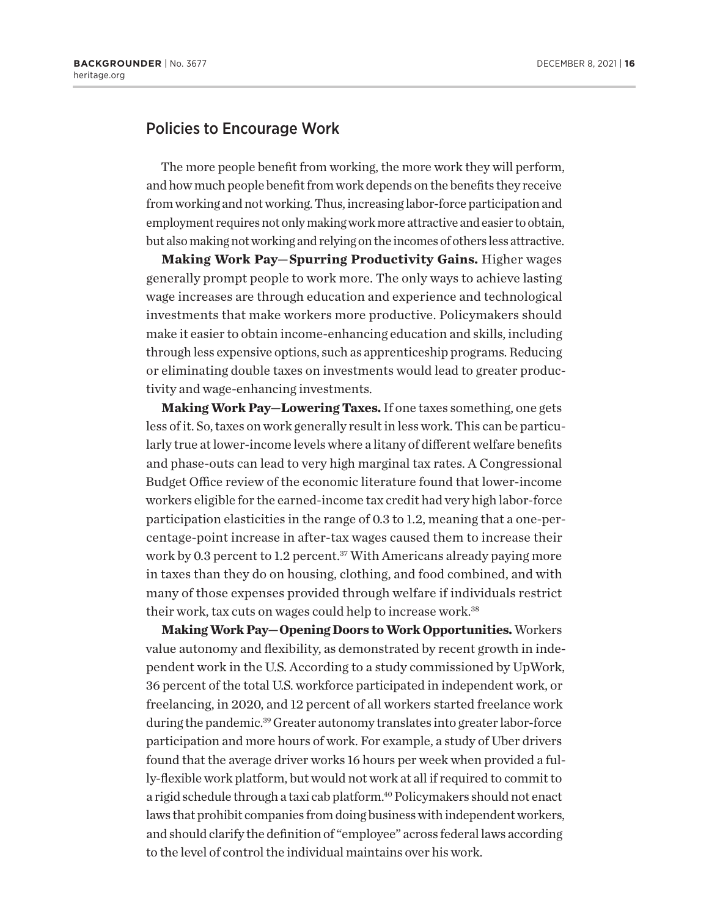## Policies to Encourage Work

The more people benefit from working, the more work they will perform, and how much people benefit from work depends on the benefits they receive from working and not working. Thus, increasing labor-force participation and employment requires not only making work more attractive and easier to obtain, but also making not working and relying on the incomes of others less attractive.

**Making Work Pay—Spurring Productivity Gains.** Higher wages generally prompt people to work more. The only ways to achieve lasting wage increases are through education and experience and technological investments that make workers more productive. Policymakers should make it easier to obtain income-enhancing education and skills, including through less expensive options, such as apprenticeship programs. Reducing or eliminating double taxes on investments would lead to greater productivity and wage-enhancing investments.

**Making Work Pay—Lowering Taxes.** If one taxes something, one gets less of it. So, taxes on work generally result in less work. This can be particularly true at lower-income levels where a litany of different welfare benefits and phase-outs can lead to very high marginal tax rates. A Congressional Budget Office review of the economic literature found that lower-income workers eligible for the earned-income tax credit had very high labor-force participation elasticities in the range of 0.3 to 1.2, meaning that a one-percentage-point increase in after-tax wages caused them to increase their work by 0.3 percent to 1.2 percent.[37] With Americans already paying more in taxes than they do on housing, clothing, and food combined, and with many of those expenses provided through welfare if individuals restrict their work, tax cuts on wages could help to increase work.[38]

**Making Work Pay—Opening Doors to Work Opportunities.** Workers value autonomy and flexibility, as demonstrated by recent growth in independent work in the U.S. According to a study commissioned by UpWork, 36 percent of the total U.S. workforce participated in independent work, or freelancing, in 2020, and 12 percent of all workers started freelance work during the pandemic.[39] Greater autonomy translates into greater labor-force participation and more hours of work. For example, a study of Uber drivers found that the average driver works 16 hours per week when provided a fully-flexible work platform, but would not work at all if required to commit to a rigid schedule through a taxi cab platform.[40] Policymakers should not enact laws that prohibit companies from doing business with independent workers, and should clarify the definition of "employee" across federal laws according to the level of control the individual maintains over his work.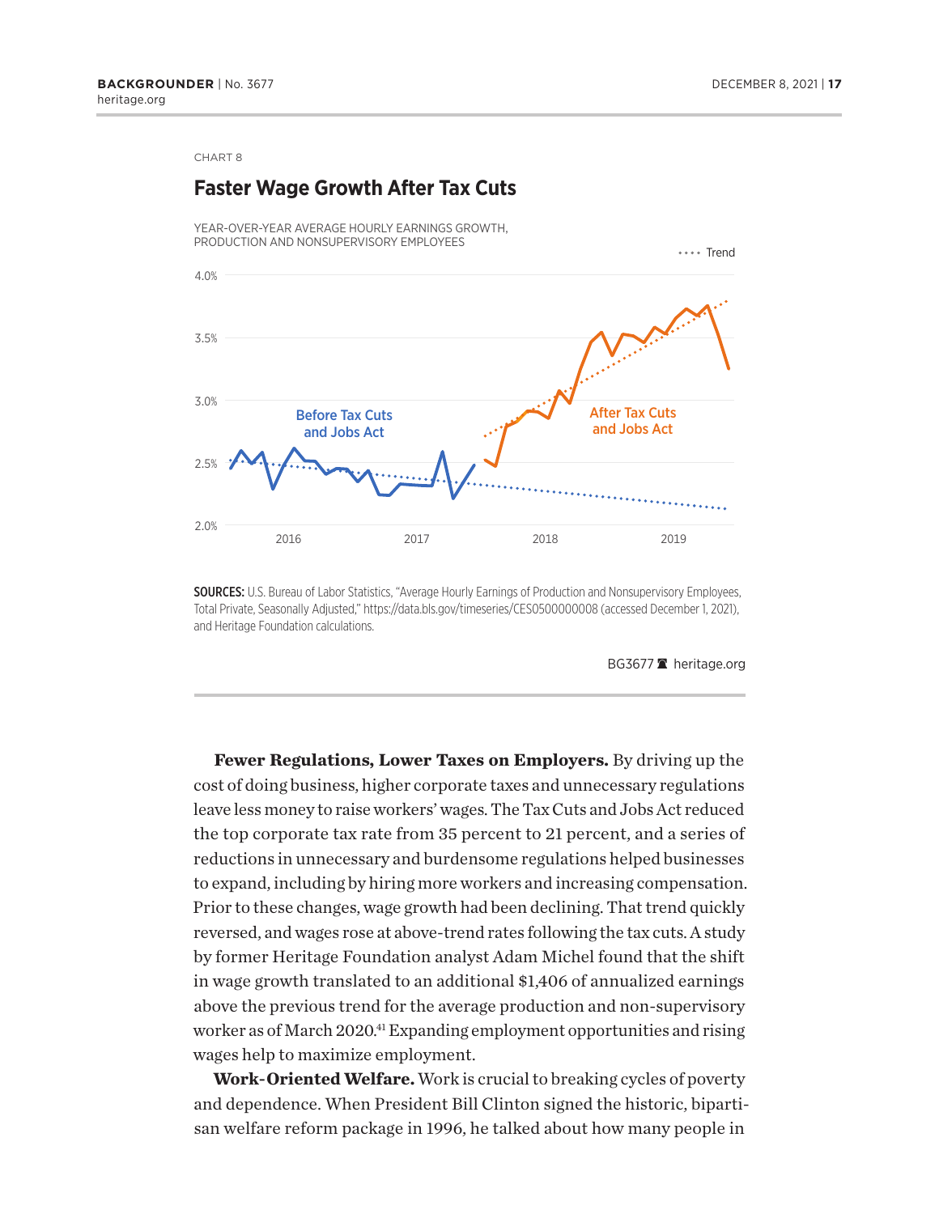CHART 8

## Faster Wage Growth After Tax Cuts

YEAR-OVER-YEAR AVERAGE HOURLY EARNINGS GROWTH, PRODUCTION AND NONSUPERVISORY EMPLOYEES

···· Trend

4.0%

3.5%

3.0%

2.5%

2.0%

Before Tax Cuts and Jobs Act

After Tax Cuts and Jobs Act

2016 2017 2018 2019

**SOURCES:** U.S. Bureau of Labor Statistics, "Average Hourly Earnings of Production and Nonsupervisory Employees, Total Private, Seasonally Adjusted," https://data.bls.gov/timeseries/CES0500000008 (accessed December 1, 2021), and Heritage Foundation calculations.

BG3677 heritage.org

**Fewer Regulations, Lower Taxes on Employers.** By driving up the cost of doing business, higher corporate taxes and unnecessary regulations leave less money to raise workers' wages. The Tax Cuts and Jobs Act reduced the top corporate tax rate from 35 percent to 21 percent, and a series of reductions in unnecessary and burdensome regulations helped businesses to expand, including by hiring more workers and increasing compensation. Prior to these changes, wage growth had been declining. That trend quickly reversed, and wages rose at above-trend rates following the tax cuts. A study by former Heritage Foundation analyst Adam Michel found that the shift in wage growth translated to an additional $1,406 of annualized earnings above the previous trend for the average production and non-supervisory worker as of March 2020.[41] Expanding employment opportunities and rising wages help to maximize employment.

**Work-Oriented Welfare.** Work is crucial to breaking cycles of poverty and dependence. When President Bill Clinton signed the historic, bipartisan welfare reform package in 1996, he talked about how many people in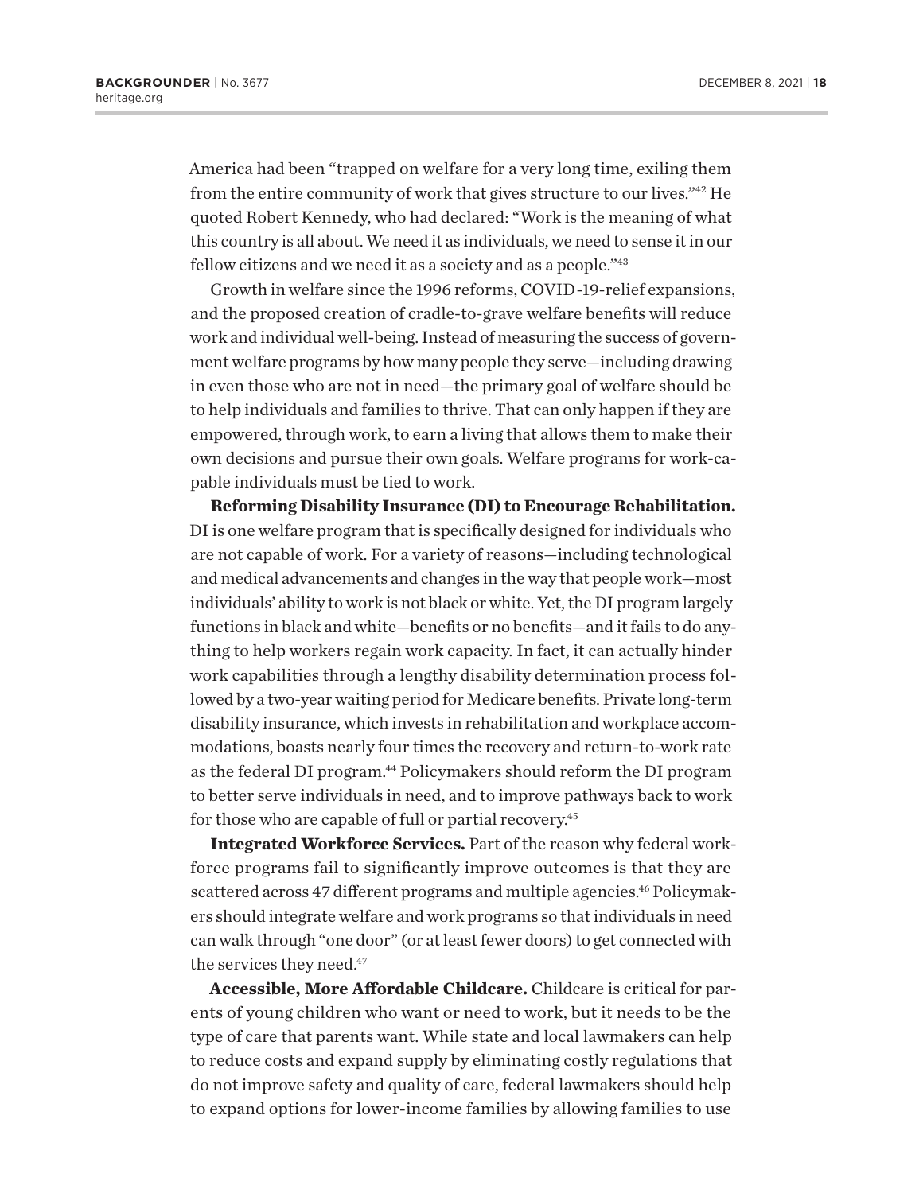America had been "trapped on welfare for a very long time, exiling them from the entire community of work that gives structure to our lives."[42] He quoted Robert Kennedy, who had declared: "Work is the meaning of what this country is all about. We need it as individuals, we need to sense it in our fellow citizens and we need it as a society and as a people."[43]

Growth in welfare since the 1996 reforms, COVID-19-relief expansions, and the proposed creation of cradle-to-grave welfare benefits will reduce work and individual well-being. Instead of measuring the success of government welfare programs by how many people they serve—including drawing in even those who are not in need—the primary goal of welfare should be to help individuals and families to thrive. That can only happen if they are empowered, through work, to earn a living that allows them to make their own decisions and pursue their own goals. Welfare programs for work-capable individuals must be tied to work.

**Reforming Disability Insurance (DI) to Encourage Rehabilitation.** DI is one welfare program that is specifically designed for individuals who are not capable of work. For a variety of reasons—including technological and medical advancements and changes in the way that people work—most individuals' ability to work is not black or white. Yet, the DI program largely functions in black and white—benefits or no benefits—and it fails to do anything to help workers regain work capacity. In fact, it can actually hinder work capabilities through a lengthy disability determination process followed by a two-year waiting period for Medicare benefits. Private long-term disability insurance, which invests in rehabilitation and workplace accommodations, boasts nearly four times the recovery and return-to-work rate as the federal DI program.[44] Policymakers should reform the DI program to better serve individuals in need, and to improve pathways back to work for those who are capable of full or partial recovery.[45]

**Integrated Workforce Services.** Part of the reason why federal workforce programs fail to significantly improve outcomes is that they are scattered across 47 different programs and multiple agencies.[46] Policymakers should integrate welfare and work programs so that individuals in need can walk through "one door" (or at least fewer doors) to get connected with the services they need.[47]

**Accessible, More Affordable Childcare.** Childcare is critical for parents of young children who want or need to work, but it needs to be the type of care that parents want. While state and local lawmakers can help to reduce costs and expand supply by eliminating costly regulations that do not improve safety and quality of care, federal lawmakers should help to expand options for lower-income families by allowing families to use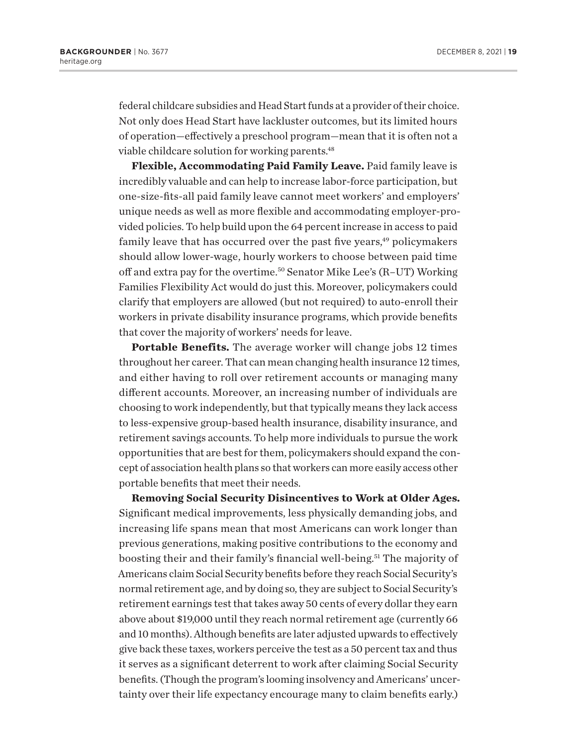federal childcare subsidies and Head Start funds at a provider of their choice. Not only does Head Start have lackluster outcomes, but its limited hours of operation—effectively a preschool program—mean that it is often not a viable childcare solution for working parents.[48]

**Flexible, Accommodating Paid Family Leave.** Paid family leave is incredibly valuable and can help to increase labor-force participation, but one-size-fits-all paid family leave cannot meet workers' and employers' unique needs as well as more flexible and accommodating employer-provided policies. To help build upon the 64 percent increase in access to paid family leave that has occurred over the past five years,[49] policymakers should allow lower-wage, hourly workers to choose between paid time off and extra pay for the overtime.[50] Senator Mike Lee's (R–UT) Working Families Flexibility Act would do just this. Moreover, policymakers could clarify that employers are allowed (but not required) to auto-enroll their workers in private disability insurance programs, which provide benefits that cover the majority of workers' needs for leave.

**Portable Benefits.** The average worker will change jobs 12 times throughout her career. That can mean changing health insurance 12 times, and either having to roll over retirement accounts or managing many different accounts. Moreover, an increasing number of individuals are choosing to work independently, but that typically means they lack access to less-expensive group-based health insurance, disability insurance, and retirement savings accounts. To help more individuals to pursue the work opportunities that are best for them, policymakers should expand the concept of association health plans so that workers can more easily access other portable benefits that meet their needs.

**Removing Social Security Disincentives to Work at Older Ages.** Significant medical improvements, less physically demanding jobs, and increasing life spans mean that most Americans can work longer than previous generations, making positive contributions to the economy and boosting their and their family's financial well-being.[51] The majority of Americans claim Social Security benefits before they reach Social Security's normal retirement age, and by doing so, they are subject to Social Security's retirement earnings test that takes away 50 cents of every dollar they earn above about $19,000 until they reach normal retirement age (currently 66 and 10 months). Although benefits are later adjusted upwards to effectively give back these taxes, workers perceive the test as a 50 percent tax and thus it serves as a significant deterrent to work after claiming Social Security benefits. (Though the program's looming insolvency and Americans' uncertainty over their life expectancy encourage many to claim benefits early.)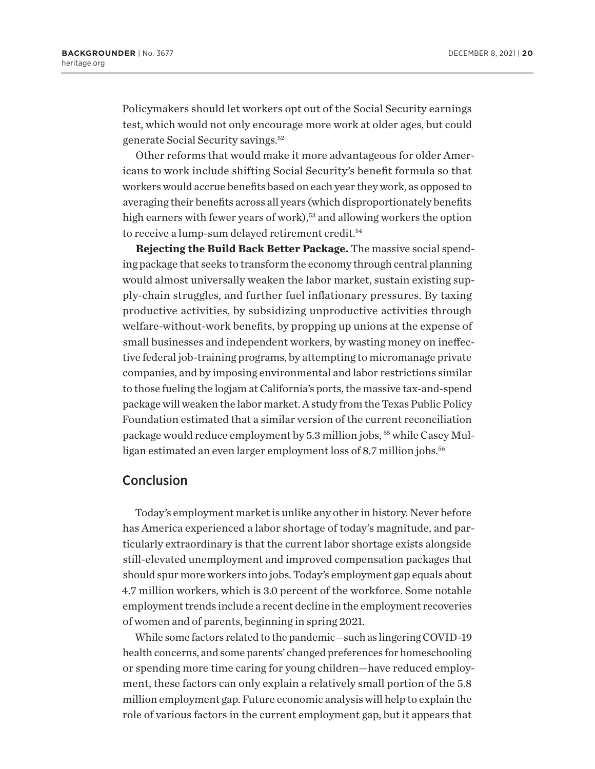Policymakers should let workers opt out of the Social Security earnings test, which would not only encourage more work at older ages, but could generate Social Security savings.[52]

Other reforms that would make it more advantageous for older Americans to work include shifting Social Security's benefit formula so that workers would accrue benefits based on each year they work, as opposed to averaging their benefits across all years (which disproportionately benefits high earners with fewer years of work),[53] and allowing workers the option to receive a lump-sum delayed retirement credit.[54]

**Rejecting the Build Back Better Package.** The massive social spending package that seeks to transform the economy through central planning would almost universally weaken the labor market, sustain existing supply-chain struggles, and further fuel inflationary pressures. By taxing productive activities, by subsidizing unproductive activities through welfare-without-work benefits, by propping up unions at the expense of small businesses and independent workers, by wasting money on ineffective federal job-training programs, by attempting to micromanage private companies, and by imposing environmental and labor restrictions similar to those fueling the logjam at California's ports, the massive tax-and-spend package will weaken the labor market. A study from the Texas Public Policy Foundation estimated that a similar version of the current reconciliation package would reduce employment by 5.3 million jobs,[55] while Casey Mulligan estimated an even larger employment loss of 8.7 million jobs.[56]

## Conclusion

Today's employment market is unlike any other in history. Never before has America experienced a labor shortage of today's magnitude, and particularly extraordinary is that the current labor shortage exists alongside still-elevated unemployment and improved compensation packages that should spur more workers into jobs. Today's employment gap equals about 4.7 million workers, which is 3.0 percent of the workforce. Some notable employment trends include a recent decline in the employment recoveries of women and of parents, beginning in spring 2021.

While some factors related to the pandemic—such as lingering COVID-19 health concerns, and some parents' changed preferences for homeschooling or spending more time caring for young children—have reduced employment, these factors can only explain a relatively small portion of the 5.8 million employment gap. Future economic analysis will help to explain the role of various factors in the current employment gap, but it appears that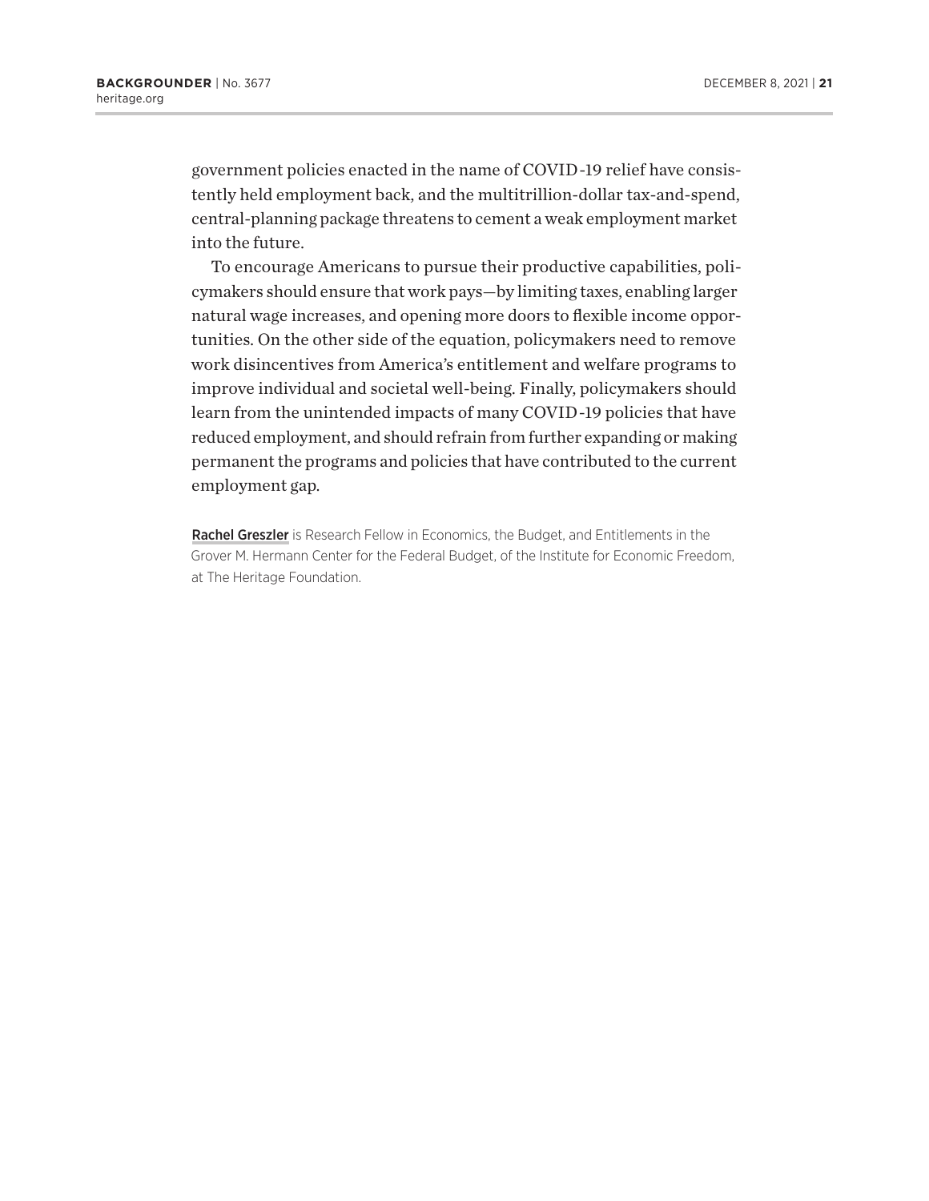government policies enacted in the name of COVID-19 relief have consistently held employment back, and the multitrillion-dollar tax-and-spend, central-planning package threatens to cement a weak employment market into the future.

To encourage Americans to pursue their productive capabilities, policymakers should ensure that work pays—by limiting taxes, enabling larger natural wage increases, and opening more doors to flexible income opportunities. On the other side of the equation, policymakers need to remove work disincentives from America's entitlement and welfare programs to improve individual and societal well-being. Finally, policymakers should learn from the unintended impacts of many COVID-19 policies that have reduced employment, and should refrain from further expanding or making permanent the programs and policies that have contributed to the current employment gap.

**Rachel Greszler** is Research Fellow in Economics, the Budget, and Entitlements in the Grover M. Hermann Center for the Federal Budget, of the Institute for Economic Freedom, at The Heritage Foundation.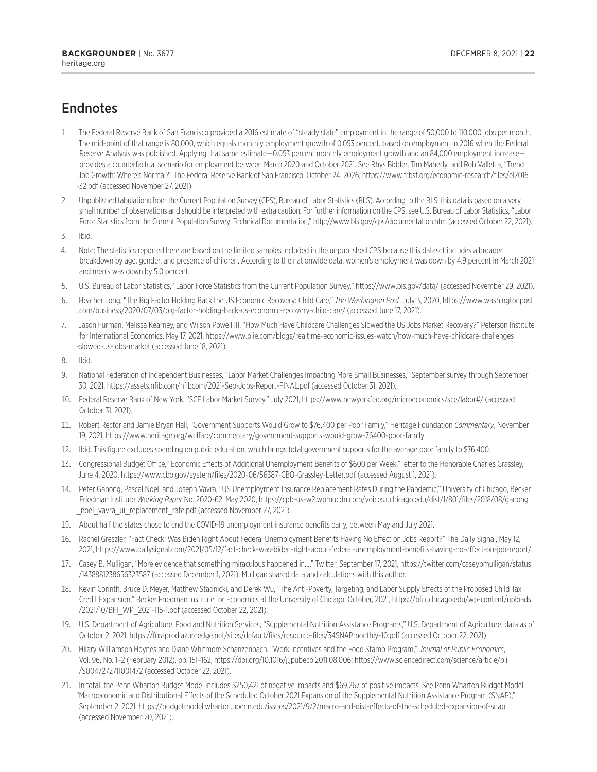## Endnotes

1. The Federal Reserve Bank of San Francisco provided a 2016 estimate of "steady state" employment in the range of 50,000 to 110,000 jobs per month. The mid-point of that range is 80,000, which equals monthly employment growth of 0.053 percent, based on employment in 2016 when the Federal Reserve Analysis was published. Applying that same estimate—0.053 percent monthly employment growth and an 84,000 employment increase—provides a counterfactual scenario for employment between March 2020 and October 2021. See Rhys Bidder, Tim Mahedy, and Rob Valletta, "Trend Job Growth: Where's Normal?" The Federal Reserve Bank of San Francisco, October 24, 2026, https://www.frbsf.org/economic-research/files/el2016-32.pdf (accessed November 27, 2021).
2. Unpublished tabulations from the Current Population Survey (CPS), Bureau of Labor Statistics (BLS). According to the BLS, this data is based on a very small number of observations and should be interpreted with extra caution. For further information on the CPS, see U.S. Bureau of Labor Statistics, "Labor Force Statistics from the Current Population Survey: Technical Documentation," http://www.bls.gov/cps/documentation.htm (accessed October 22, 2021).
3. Ibid.
4. Note: The statistics reported here are based on the limited samples included in the unpublished CPS because this dataset includes a broader breakdown by age, gender, and presence of children. According to the nationwide data, women's employment was down by 4.9 percent in March 2021 and men's was down by 5.0 percent.
5. U.S. Bureau of Labor Statistics, "Labor Force Statistics from the Current Population Survey," https://www.bls.gov/data/ (accessed November 29, 2021).
6. Heather Long, "The Big Factor Holding Back the US Economic Recovery: Child Care," *The Washington Post*, July 3, 2020, https://www.washingtonpost.com/business/2020/07/03/big-factor-holding-back-us-economic-recovery-child-care/ (accessed June 17, 2021).
7. Jason Furman, Melissa Kearney, and Wilson Powell III, "How Much Have Childcare Challenges Slowed the US Jobs Market Recovery?" Peterson Institute for International Economics, May 17, 2021, https://www.piie.com/blogs/realtime-economic-issues-watch/how-much-have-childcare-challenges-slowed-us-jobs-market (accessed June 18, 2021).
8. Ibid.
9. National Federation of Independent Businesses, "Labor Market Challenges Impacting More Small Businesses," September survey through September 30, 2021, https://assets.nfib.com/nfibcom/2021-Sep-Jobs-Report-FINAL.pdf (accessed October 31, 2021).
10. Federal Reserve Bank of New York, "SCE Labor Market Survey," July 2021, https://www.newyorkfed.org/microeconomics/sce/labor#/ (accessed October 31, 2021).
11. Robert Rector and Jamie Bryan Hall, "Government Supports Would Grow to $76,400 per Poor Family," Heritage Foundation *Commentary*, November 19, 2021, https://www.heritage.org/welfare/commentary/government-supports-would-grow-76400-poor-family.
12. Ibid. This figure excludes spending on public education, which brings total government supports for the average poor family to $76,400.
13. Congressional Budget Office, "Economic Effects of Additional Unemployment Benefits of $600 per Week," letter to the Honorable Charles Grassley, June 4, 2020, https://www.cbo.gov/system/files/2020-06/56387-CBO-Grassley-Letter.pdf (accessed August 1, 2021).
14. Peter Ganong, Pascal Noel, and Joseph Vavra, "US Unemployment Insurance Replacement Rates During the Pandemic," University of Chicago, Becker Friedman Institute *Working Paper* No. 2020-62, May 2020, https://cpb-us-w2.wpmucdn.com/voices.uchicago.edu/dist/1/801/files/2018/08/ganong_noel_vavra_ui_replacement_rate.pdf (accessed November 27, 2021).
15. About half the states chose to end the COVID-19 unemployment insurance benefits early, between May and July 2021.
16. Rachel Greszler, "Fact Check: Was Biden Right About Federal Unemployment Benefits Having No Effect on Jobs Report?" The Daily Signal, May 12, 2021, https://www.dailysignal.com/2021/05/12/fact-check-was-biden-right-about-federal-unemployment-benefits-having-no-effect-on-job-report/.
17. Casey B. Mulligan, "More evidence that something miraculous happened in…," Twitter, September 17, 2021, https://twitter.com/caseybmulligan/status/1438881238656323587 (accessed December 1, 2021). Mulligan shared data and calculations with this author.
18. Kevin Corinth, Bruce D. Meyer, Matthew Stadnicki, and Derek Wu, "The Anti-Poverty, Targeting, and Labor Supply Effects of the Proposed Child Tax Credit Expansion," Becker Friedman Institute for Economics at the University of Chicago, October, 2021, https://bfi.uchicago.edu/wp-content/uploads/2021/10/BFI_WP_2021-115-1.pdf (accessed October 22, 2021).
19. U.S. Department of Agriculture, Food and Nutrition Services, "Supplemental Nutrition Assistance Programs," U.S. Department of Agriculture, data as of October 2, 2021, https://fns-prod.azureedge.net/sites/default/files/resource-files/34SNAPmonthly-10.pdf (accessed October 22, 2021).
20. Hilary Williamson Hoynes and Diane Whitmore Schanzenbach. "Work Incentives and the Food Stamp Program," *Journal of Public Economics*, Vol. 96, No. 1–2 (February 2012), pp. 151–162, https://doi.org/10.1016/j.jpubeco.2011.08.006; https://www.sciencedirect.com/science/article/pii/S0047272711001472 (accessed October 22, 2021).
21. In total, the Penn Wharton Budget Model includes $250,421 of negative impacts and $69,267 of positive impacts. See Penn Wharton Budget Model, "Macroeconomic and Distributional Effects of the Scheduled October 2021 Expansion of the Supplemental Nutrition Assistance Program (SNAP)," September 2, 2021, https://budgetmodel.wharton.upenn.edu/issues/2021/9/2/macro-and-dist-effects-of-the-scheduled-expansion-of-snap (accessed November 20, 2021).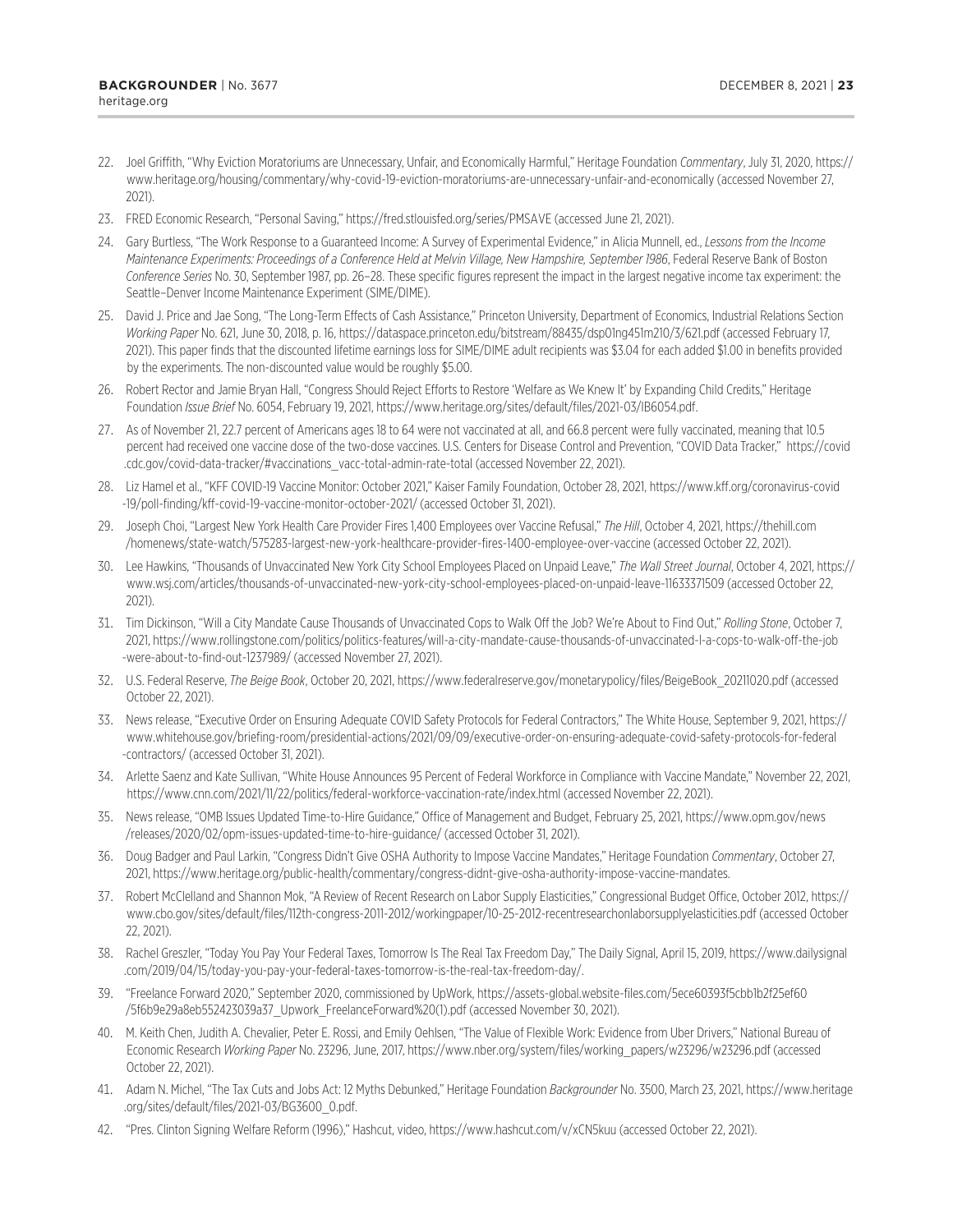22. Joel Griffith, "Why Eviction Moratoriums are Unnecessary, Unfair, and Economically Harmful," Heritage Foundation *Commentary*, July 31, 2020, https://www.heritage.org/housing/commentary/why-covid-19-eviction-moratoriums-are-unnecessary-unfair-and-economically (accessed November 27, 2021).
23. FRED Economic Research, "Personal Saving," https://fred.stlouisfed.org/series/PMSAVE (accessed June 21, 2021).
24. Gary Burtless, "The Work Response to a Guaranteed Income: A Survey of Experimental Evidence," in Alicia Munnell, ed., *Lessons from the Income Maintenance Experiments: Proceedings of a Conference Held at Melvin Village, New Hampshire, September 1986*, Federal Reserve Bank of Boston *Conference Series* No. 30, September 1987, pp. 26–28. These specific figures represent the impact in the largest negative income tax experiment: the Seattle–Denver Income Maintenance Experiment (SIME/DIME).
25. David J. Price and Jae Song, "The Long-Term Effects of Cash Assistance," Princeton University, Department of Economics, Industrial Relations Section *Working Paper* No. 621, June 30, 2018, p. 16, https://dataspace.princeton.edu/bitstream/88435/dsp01ng451m210/3/621.pdf (accessed February 17, 2021). This paper finds that the discounted lifetime earnings loss for SIME/DIME adult recipients was $3.04 for each added $1.00 in benefits provided by the experiments. The non-discounted value would be roughly $5.00.
26. Robert Rector and Jamie Bryan Hall, "Congress Should Reject Efforts to Restore 'Welfare as We Knew It' by Expanding Child Credits," Heritage Foundation *Issue Brief* No. 6054, February 19, 2021, https://www.heritage.org/sites/default/files/2021-03/IB6054.pdf.
27. As of November 21, 22.7 percent of Americans ages 18 to 64 were not vaccinated at all, and 66.8 percent were fully vaccinated, meaning that 10.5 percent had received one vaccine dose of the two-dose vaccines. U.S. Centers for Disease Control and Prevention, "COVID Data Tracker," https://covid.cdc.gov/covid-data-tracker/#vaccinations_vacc-total-admin-rate-total (accessed November 22, 2021).
28. Liz Hamel et al., "KFF COVID-19 Vaccine Monitor: October 2021," Kaiser Family Foundation, October 28, 2021, https://www.kff.org/coronavirus-covid-19/poll-finding/kff-covid-19-vaccine-monitor-october-2021/ (accessed October 31, 2021).
29. Joseph Choi, "Largest New York Health Care Provider Fires 1,400 Employees over Vaccine Refusal," *The Hill*, October 4, 2021, https://thehill.com/homenews/state-watch/575283-largest-new-york-healthcare-provider-fires-1400-employee-over-vaccine (accessed October 22, 2021).
30. Lee Hawkins, "Thousands of Unvaccinated New York City School Employees Placed on Unpaid Leave," *The Wall Street Journal*, October 4, 2021, https://www.wsj.com/articles/thousands-of-unvaccinated-new-york-city-school-employees-placed-on-unpaid-leave-11633371509 (accessed October 22, 2021).
31. Tim Dickinson, "Will a City Mandate Cause Thousands of Unvaccinated Cops to Walk Off the Job? We're About to Find Out," *Rolling Stone*, October 7, 2021, https://www.rollingstone.com/politics/politics-features/will-a-city-mandate-cause-thousands-of-unvaccinated-l-a-cops-to-walk-off-the-job-were-about-to-find-out-1237989/ (accessed November 27, 2021).
32. U.S. Federal Reserve, *The Beige Book*, October 20, 2021, https://www.federalreserve.gov/monetarypolicy/files/BeigeBook_20211020.pdf (accessed October 22, 2021).
33. News release, "Executive Order on Ensuring Adequate COVID Safety Protocols for Federal Contractors," The White House, September 9, 2021, https://www.whitehouse.gov/briefing-room/presidential-actions/2021/09/09/executive-order-on-ensuring-adequate-covid-safety-protocols-for-federal-contractors/ (accessed October 31, 2021).
34. Arlette Saenz and Kate Sullivan, "White House Announces 95 Percent of Federal Workforce in Compliance with Vaccine Mandate," November 22, 2021, https://www.cnn.com/2021/11/22/politics/federal-workforce-vaccination-rate/index.html (accessed November 22, 2021).
35. News release, "OMB Issues Updated Time-to-Hire Guidance," Office of Management and Budget, February 25, 2021, https://www.opm.gov/news/releases/2020/02/opm-issues-updated-time-to-hire-guidance/ (accessed October 31, 2021).
36. Doug Badger and Paul Larkin, "Congress Didn't Give OSHA Authority to Impose Vaccine Mandates," Heritage Foundation *Commentary*, October 27, 2021, https://www.heritage.org/public-health/commentary/congress-didnt-give-osha-authority-impose-vaccine-mandates.
37. Robert McClelland and Shannon Mok, "A Review of Recent Research on Labor Supply Elasticities," Congressional Budget Office, October 2012, https://www.cbo.gov/sites/default/files/112th-congress-2011-2012/workingpaper/10-25-2012-recentresearchonlaborsupplyelasticities.pdf (accessed October 22, 2021).
38. Rachel Greszler, "Today You Pay Your Federal Taxes, Tomorrow Is The Real Tax Freedom Day," The Daily Signal, April 15, 2019, https://www.dailysignal.com/2019/04/15/today-you-pay-your-federal-taxes-tomorrow-is-the-real-tax-freedom-day/.
39. "Freelance Forward 2020," September 2020, commissioned by UpWork, https://assets-global.website-files.com/5ece60393f5cbb1b2f25ef60/5f6b9e29a8eb552423039a37_Upwork_FreelanceForward%20(1).pdf (accessed November 30, 2021).
40. M. Keith Chen, Judith A. Chevalier, Peter E. Rossi, and Emily Oehlsen, "The Value of Flexible Work: Evidence from Uber Drivers," National Bureau of Economic Research *Working Paper* No. 23296, June, 2017, https://www.nber.org/system/files/working_papers/w23296/w23296.pdf (accessed October 22, 2021).
41. Adam N. Michel, "The Tax Cuts and Jobs Act: 12 Myths Debunked," Heritage Foundation *Backgrounder* No. 3500, March 23, 2021, https://www.heritage.org/sites/default/files/2021-03/BG3600_0.pdf.
42. "Pres. Clinton Signing Welfare Reform (1996)," Hashcut, video, https://www.hashcut.com/v/xCN5kuu (accessed October 22, 2021).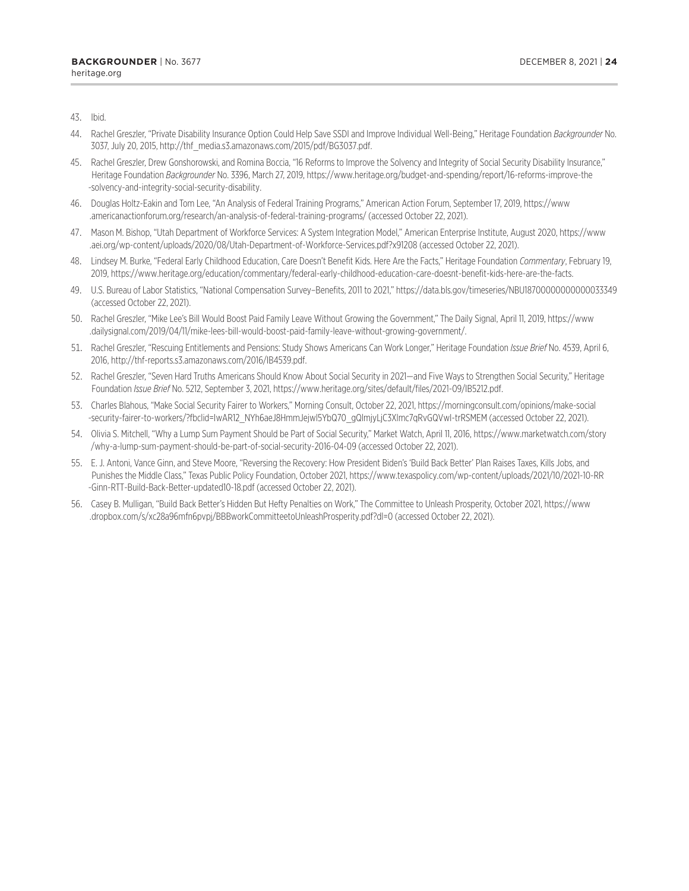43. Ibid.

44. Rachel Greszler, "Private Disability Insurance Option Could Help Save SSDI and Improve Individual Well-Being," Heritage Foundation *Backgrounder* No. 3037, July 20, 2015, http://thf_media.s3.amazonaws.com/2015/pdf/BG3037.pdf.

45. Rachel Greszler, Drew Gonshorowski, and Romina Boccia, "16 Reforms to Improve the Solvency and Integrity of Social Security Disability Insurance," Heritage Foundation *Backgrounder* No. 3396, March 27, 2019, https://www.heritage.org/budget-and-spending/report/16-reforms-improve-the-solvency-and-integrity-social-security-disability.

46. Douglas Holtz-Eakin and Tom Lee, "An Analysis of Federal Training Programs," American Action Forum, September 17, 2019, https://www.americanactionforum.org/research/an-analysis-of-federal-training-programs/ (accessed October 22, 2021).

47. Mason M. Bishop, "Utah Department of Workforce Services: A System Integration Model," American Enterprise Institute, August 2020, https://www.aei.org/wp-content/uploads/2020/08/Utah-Department-of-Workforce-Services.pdf?x91208 (accessed October 22, 2021).

48. Lindsey M. Burke, "Federal Early Childhood Education, Care Doesn't Benefit Kids. Here Are the Facts," Heritage Foundation *Commentary*, February 19, 2019, https://www.heritage.org/education/commentary/federal-early-childhood-education-care-doesnt-benefit-kids-here-are-the-facts.

49. U.S. Bureau of Labor Statistics, "National Compensation Survey–Benefits, 2011 to 2021," https://data.bls.gov/timeseries/NBU18700000000000033349 (accessed October 22, 2021).

50. Rachel Greszler, "Mike Lee's Bill Would Boost Paid Family Leave Without Growing the Government," The Daily Signal, April 11, 2019, https://www.dailysignal.com/2019/04/11/mike-lees-bill-would-boost-paid-family-leave-without-growing-government/.

51. Rachel Greszler, "Rescuing Entitlements and Pensions: Study Shows Americans Can Work Longer," Heritage Foundation *Issue Brief* No. 4539, April 6, 2016, http://thf-reports.s3.amazonaws.com/2016/IB4539.pdf.

52. Rachel Greszler, "Seven Hard Truths Americans Should Know About Social Security in 2021—and Five Ways to Strengthen Social Security," Heritage Foundation *Issue Brief* No. 5212, September 3, 2021, https://www.heritage.org/sites/default/files/2021-09/IB5212.pdf.

53. Charles Blahous, "Make Social Security Fairer to Workers," Morning Consult, October 22, 2021, https://morningconsult.com/opinions/make-social-security-fairer-to-workers/?fbclid=IwAR12_NYh6aeJ8HmmJejwI5YbQ70_gQlmjyLjC3Xlmc7qRvGQVwI-trRSMEM (accessed October 22, 2021).

54. Olivia S. Mitchell, "Why a Lump Sum Payment Should be Part of Social Security," Market Watch, April 11, 2016, https://www.marketwatch.com/story/why-a-lump-sum-payment-should-be-part-of-social-security-2016-04-09 (accessed October 22, 2021).

55. E. J. Antoni, Vance Ginn, and Steve Moore, "Reversing the Recovery: How President Biden's 'Build Back Better' Plan Raises Taxes, Kills Jobs, and Punishes the Middle Class," Texas Public Policy Foundation, October 2021, https://www.texaspolicy.com/wp-content/uploads/2021/10/2021-10-RR-Ginn-RTT-Build-Back-Better-updated10-18.pdf (accessed October 22, 2021).

56. Casey B. Mulligan, "Build Back Better's Hidden But Hefty Penalties on Work," The Committee to Unleash Prosperity, October 2021, https://www.dropbox.com/s/xc28a96mfn6pvpj/BBBworkCommitteetoUnleashProsperity.pdf?dl=0 (accessed October 22, 2021).